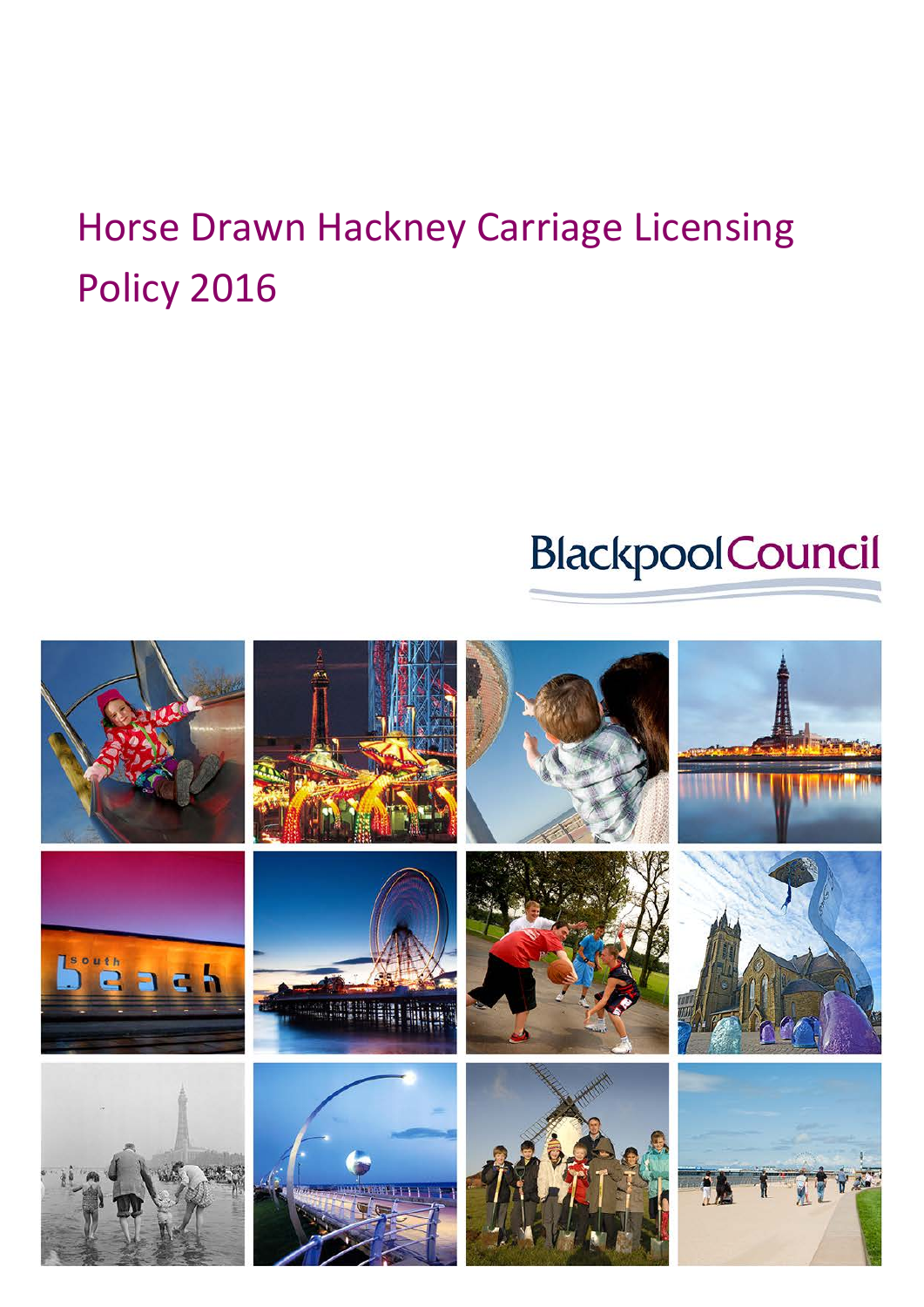# Horse Drawn Hackney Carriage Licensing Policy 2016

Blackpool Council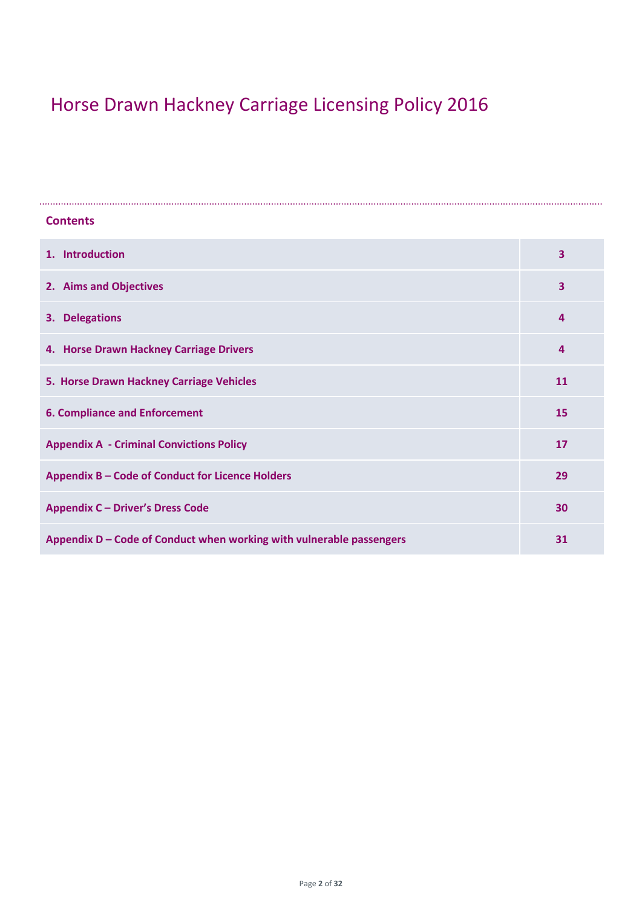# Horse Drawn Hackney Carriage Licensing Policy 2016

## Contents

| | |
|---|---|
| **1. Introduction** | **3** |
| **2. Aims and Objectives** | **3** |
| **3. Delegations** | **4** |
| **4. Horse Drawn Hackney Carriage Drivers** | **4** |
| **5. Horse Drawn Hackney Carriage Vehicles** | **11** |
| **6. Compliance and Enforcement** | **15** |
| **Appendix A - Criminal Convictions Policy** | **17** |
| **Appendix B – Code of Conduct for Licence Holders** | **29** |
| **Appendix C – Driver's Dress Code** | **30** |
| **Appendix D – Code of Conduct when working with vulnerable passengers** | **31** |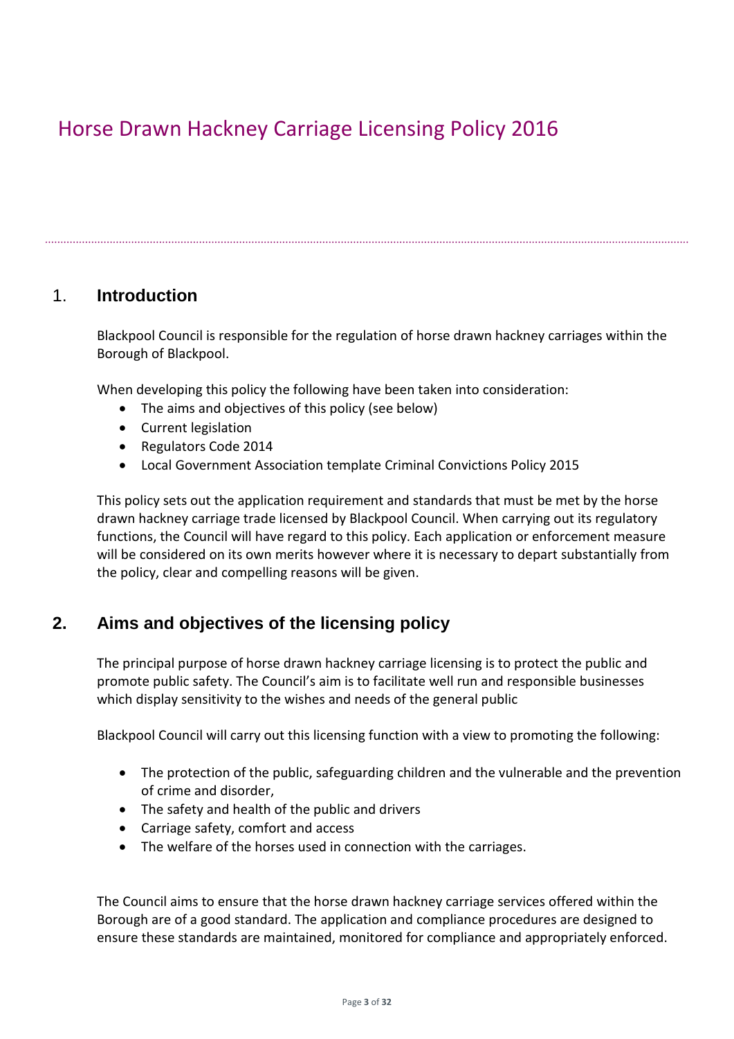# Horse Drawn Hackney Carriage Licensing Policy 2016

## 1. Introduction

Blackpool Council is responsible for the regulation of horse drawn hackney carriages within the Borough of Blackpool.

When developing this policy the following have been taken into consideration:

- The aims and objectives of this policy (see below)
- Current legislation
- Regulators Code 2014
- Local Government Association template Criminal Convictions Policy 2015

This policy sets out the application requirement and standards that must be met by the horse drawn hackney carriage trade licensed by Blackpool Council. When carrying out its regulatory functions, the Council will have regard to this policy. Each application or enforcement measure will be considered on its own merits however where it is necessary to depart substantially from the policy, clear and compelling reasons will be given.

## 2. Aims and objectives of the licensing policy

The principal purpose of horse drawn hackney carriage licensing is to protect the public and promote public safety. The Council's aim is to facilitate well run and responsible businesses which display sensitivity to the wishes and needs of the general public

Blackpool Council will carry out this licensing function with a view to promoting the following:

- The protection of the public, safeguarding children and the vulnerable and the prevention of crime and disorder,
- The safety and health of the public and drivers
- Carriage safety, comfort and access
- The welfare of the horses used in connection with the carriages.

The Council aims to ensure that the horse drawn hackney carriage services offered within the Borough are of a good standard. The application and compliance procedures are designed to ensure these standards are maintained, monitored for compliance and appropriately enforced.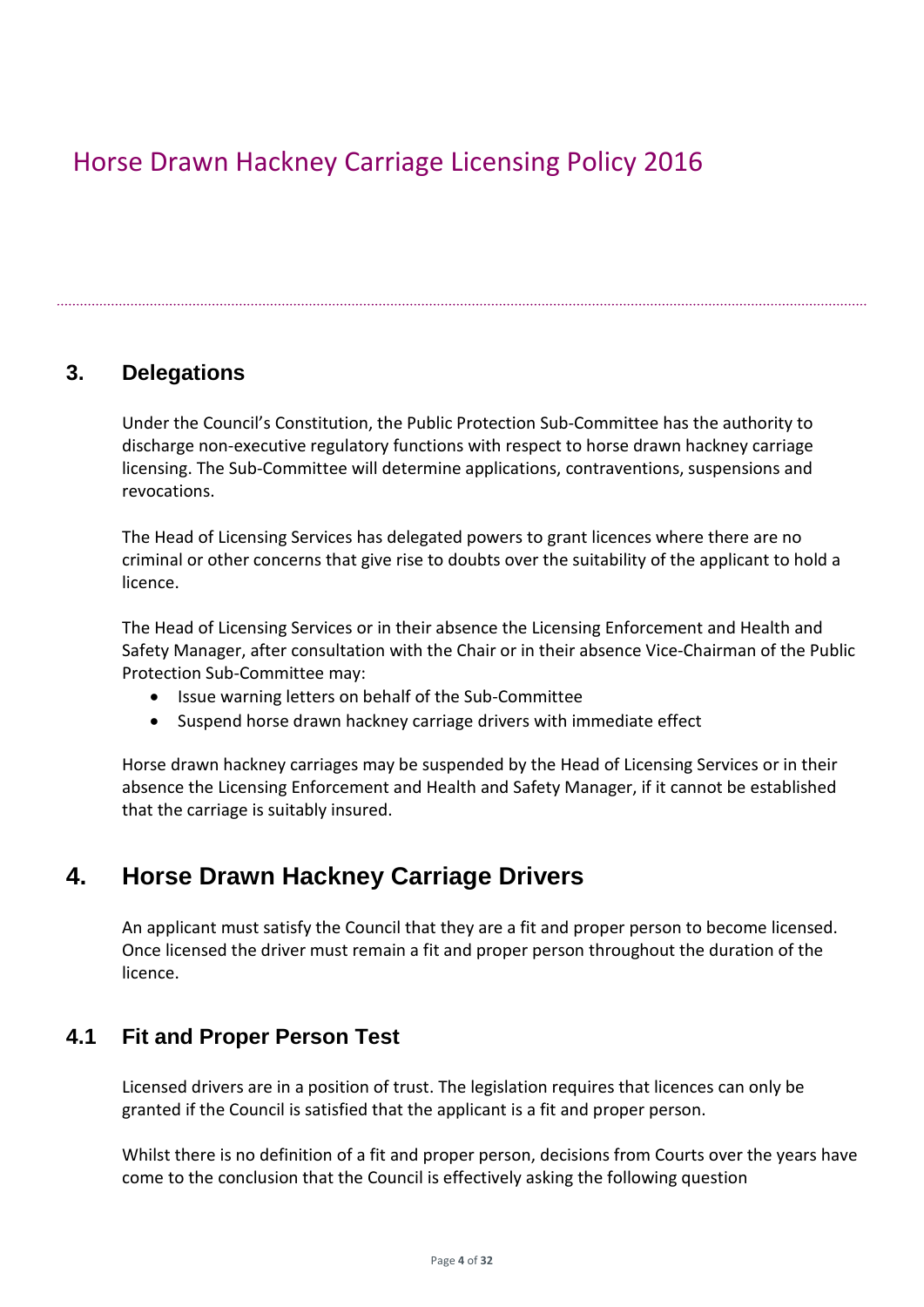## 3. Delegations

Under the Council's Constitution, the Public Protection Sub-Committee has the authority to discharge non-executive regulatory functions with respect to horse drawn hackney carriage licensing. The Sub-Committee will determine applications, contraventions, suspensions and revocations.

The Head of Licensing Services has delegated powers to grant licences where there are no criminal or other concerns that give rise to doubts over the suitability of the applicant to hold a licence.

The Head of Licensing Services or in their absence the Licensing Enforcement and Health and Safety Manager, after consultation with the Chair or in their absence Vice-Chairman of the Public Protection Sub-Committee may:

- Issue warning letters on behalf of the Sub-Committee
- Suspend horse drawn hackney carriage drivers with immediate effect

Horse drawn hackney carriages may be suspended by the Head of Licensing Services or in their absence the Licensing Enforcement and Health and Safety Manager, if it cannot be established that the carriage is suitably insured.

## 4. Horse Drawn Hackney Carriage Drivers

An applicant must satisfy the Council that they are a fit and proper person to become licensed. Once licensed the driver must remain a fit and proper person throughout the duration of the licence.

### 4.1 Fit and Proper Person Test

Licensed drivers are in a position of trust. The legislation requires that licences can only be granted if the Council is satisfied that the applicant is a fit and proper person.

Whilst there is no definition of a fit and proper person, decisions from Courts over the years have come to the conclusion that the Council is effectively asking the following question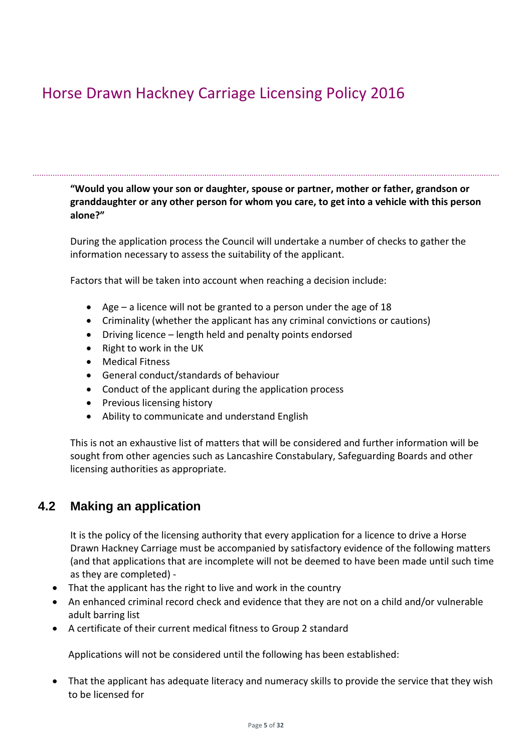**"Would you allow your son or daughter, spouse or partner, mother or father, grandson or granddaughter or any other person for whom you care, to get into a vehicle with this person alone?"**

During the application process the Council will undertake a number of checks to gather the information necessary to assess the suitability of the applicant.

Factors that will be taken into account when reaching a decision include:

- Age – a licence will not be granted to a person under the age of 18
- Criminality (whether the applicant has any criminal convictions or cautions)
- Driving licence – length held and penalty points endorsed
- Right to work in the UK
- Medical Fitness
- General conduct/standards of behaviour
- Conduct of the applicant during the application process
- Previous licensing history
- Ability to communicate and understand English

This is not an exhaustive list of matters that will be considered and further information will be sought from other agencies such as Lancashire Constabulary, Safeguarding Boards and other licensing authorities as appropriate.

## 4.2 Making an application

It is the policy of the licensing authority that every application for a licence to drive a Horse Drawn Hackney Carriage must be accompanied by satisfactory evidence of the following matters (and that applications that are incomplete will not be deemed to have been made until such time as they are completed) -

- That the applicant has the right to live and work in the country
- An enhanced criminal record check and evidence that they are not on a child and/or vulnerable adult barring list
- A certificate of their current medical fitness to Group 2 standard

Applications will not be considered until the following has been established:

- That the applicant has adequate literacy and numeracy skills to provide the service that they wish to be licensed for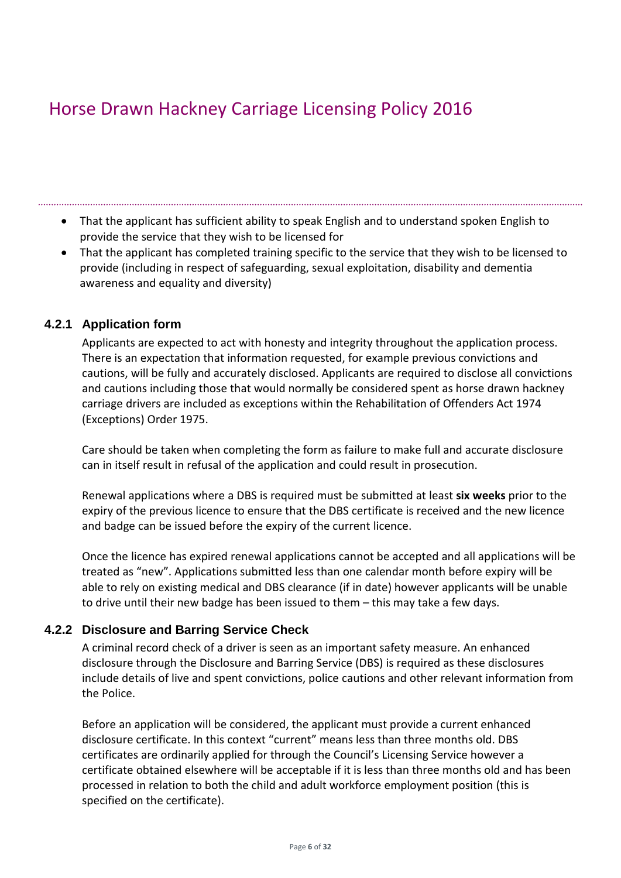- That the applicant has sufficient ability to speak English and to understand spoken English to provide the service that they wish to be licensed for
- That the applicant has completed training specific to the service that they wish to be licensed to provide (including in respect of safeguarding, sexual exploitation, disability and dementia awareness and equality and diversity)

### 4.2.1 Application form

Applicants are expected to act with honesty and integrity throughout the application process. There is an expectation that information requested, for example previous convictions and cautions, will be fully and accurately disclosed. Applicants are required to disclose all convictions and cautions including those that would normally be considered spent as horse drawn hackney carriage drivers are included as exceptions within the Rehabilitation of Offenders Act 1974 (Exceptions) Order 1975.

Care should be taken when completing the form as failure to make full and accurate disclosure can in itself result in refusal of the application and could result in prosecution.

Renewal applications where a DBS is required must be submitted at least **six weeks** prior to the expiry of the previous licence to ensure that the DBS certificate is received and the new licence and badge can be issued before the expiry of the current licence.

Once the licence has expired renewal applications cannot be accepted and all applications will be treated as "new". Applications submitted less than one calendar month before expiry will be able to rely on existing medical and DBS clearance (if in date) however applicants will be unable to drive until their new badge has been issued to them – this may take a few days.

### 4.2.2 Disclosure and Barring Service Check

A criminal record check of a driver is seen as an important safety measure. An enhanced disclosure through the Disclosure and Barring Service (DBS) is required as these disclosures include details of live and spent convictions, police cautions and other relevant information from the Police.

Before an application will be considered, the applicant must provide a current enhanced disclosure certificate. In this context "current" means less than three months old. DBS certificates are ordinarily applied for through the Council's Licensing Service however a certificate obtained elsewhere will be acceptable if it is less than three months old and has been processed in relation to both the child and adult workforce employment position (this is specified on the certificate).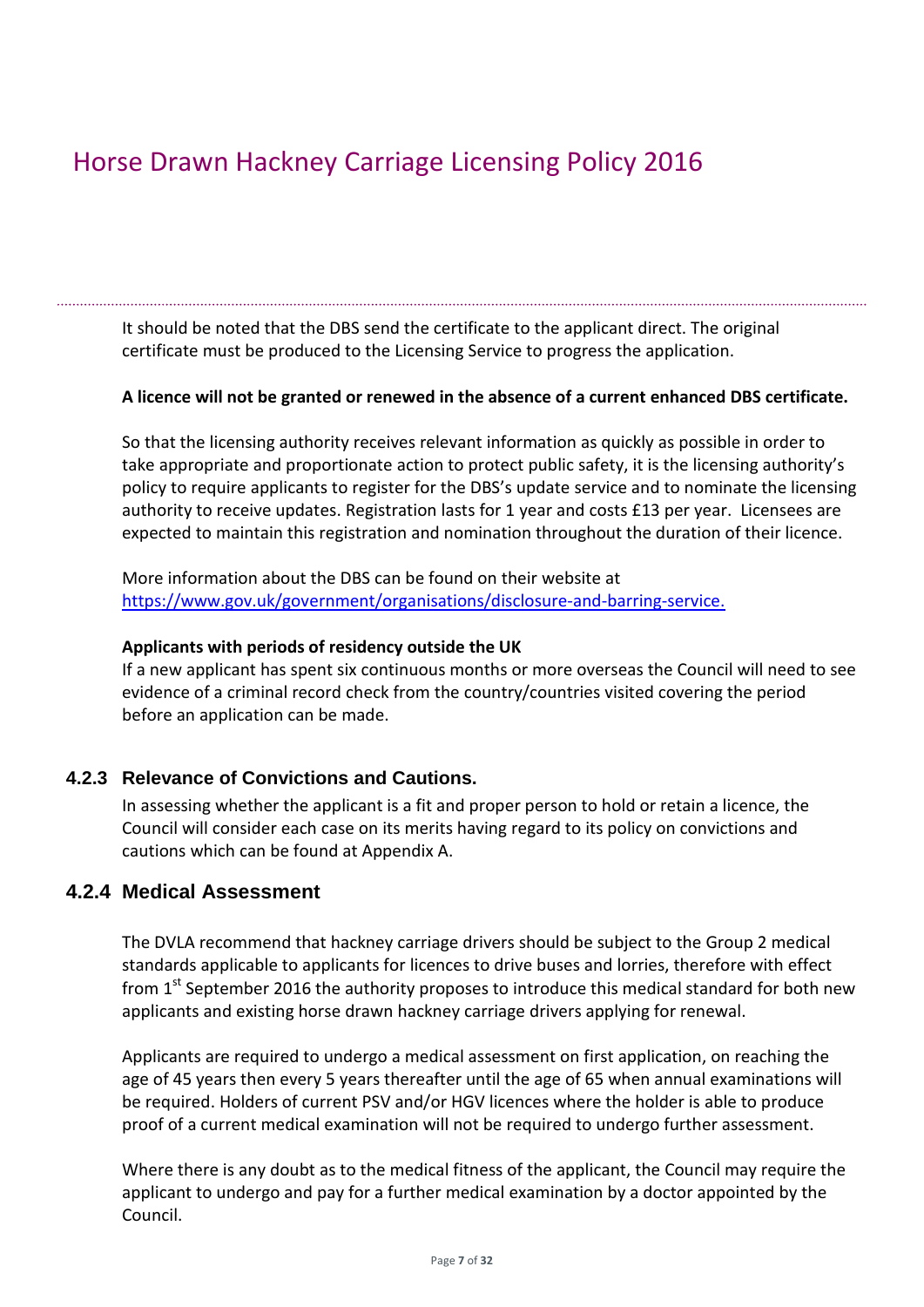It should be noted that the DBS send the certificate to the applicant direct. The original certificate must be produced to the Licensing Service to progress the application.

**A licence will not be granted or renewed in the absence of a current enhanced DBS certificate.**

So that the licensing authority receives relevant information as quickly as possible in order to take appropriate and proportionate action to protect public safety, it is the licensing authority's policy to require applicants to register for the DBS's update service and to nominate the licensing authority to receive updates. Registration lasts for 1 year and costs £13 per year. Licensees are expected to maintain this registration and nomination throughout the duration of their licence.

More information about the DBS can be found on their website at [https://www.gov.uk/government/organisations/disclosure-and-barring-service.](https://www.gov.uk/government/organisations/disclosure-and-barring-service)

**Applicants with periods of residency outside the UK**

If a new applicant has spent six continuous months or more overseas the Council will need to see evidence of a criminal record check from the country/countries visited covering the period before an application can be made.

### 4.2.3 Relevance of Convictions and Cautions.

In assessing whether the applicant is a fit and proper person to hold or retain a licence, the Council will consider each case on its merits having regard to its policy on convictions and cautions which can be found at Appendix A.

### 4.2.4 Medical Assessment

The DVLA recommend that hackney carriage drivers should be subject to the Group 2 medical standards applicable to applicants for licences to drive buses and lorries, therefore with effect from 1st September 2016 the authority proposes to introduce this medical standard for both new applicants and existing horse drawn hackney carriage drivers applying for renewal.

Applicants are required to undergo a medical assessment on first application, on reaching the age of 45 years then every 5 years thereafter until the age of 65 when annual examinations will be required. Holders of current PSV and/or HGV licences where the holder is able to produce proof of a current medical examination will not be required to undergo further assessment.

Where there is any doubt as to the medical fitness of the applicant, the Council may require the applicant to undergo and pay for a further medical examination by a doctor appointed by the Council.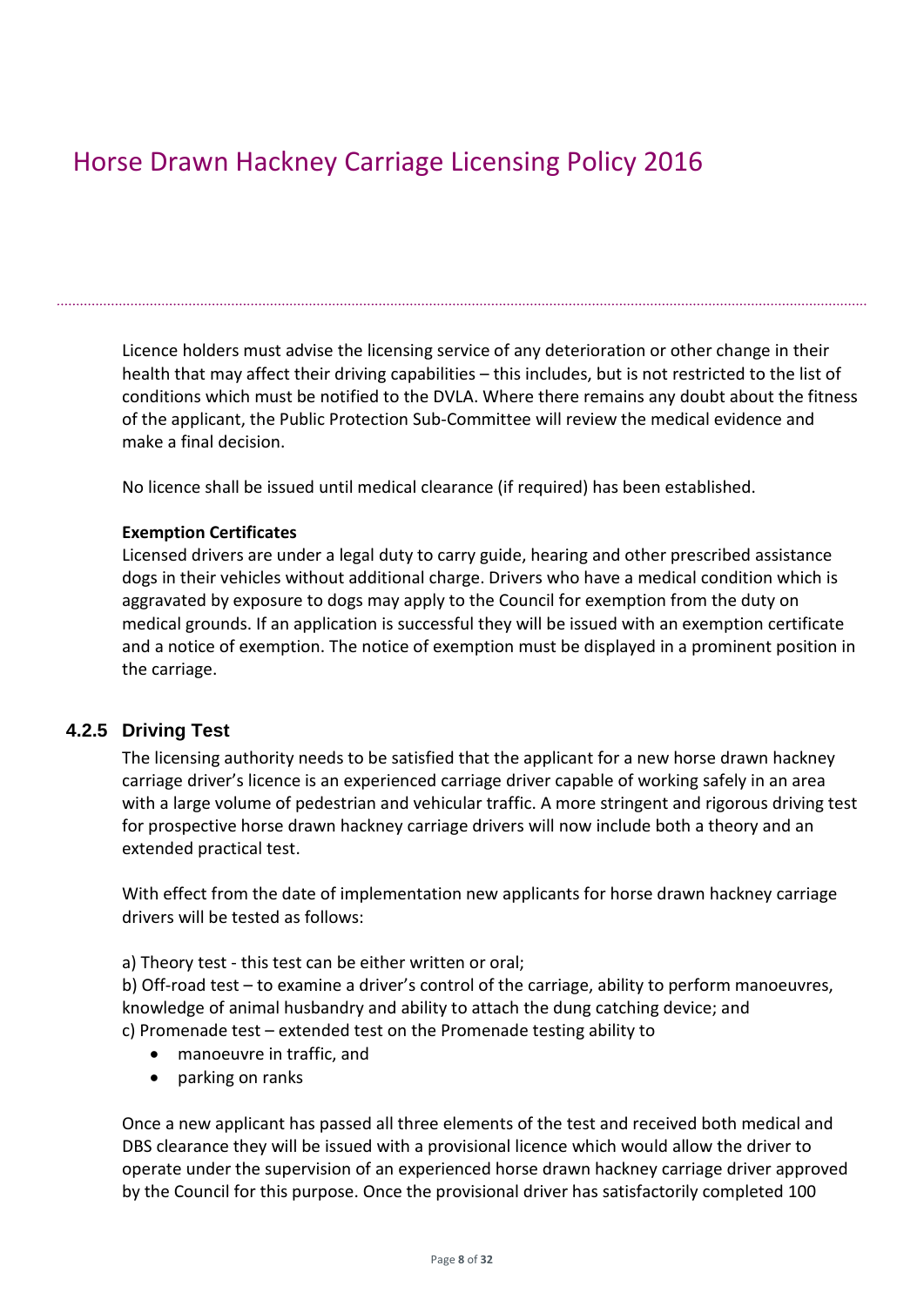Licence holders must advise the licensing service of any deterioration or other change in their health that may affect their driving capabilities – this includes, but is not restricted to the list of conditions which must be notified to the DVLA. Where there remains any doubt about the fitness of the applicant, the Public Protection Sub-Committee will review the medical evidence and make a final decision.

No licence shall be issued until medical clearance (if required) has been established.

**Exemption Certificates**

Licensed drivers are under a legal duty to carry guide, hearing and other prescribed assistance dogs in their vehicles without additional charge. Drivers who have a medical condition which is aggravated by exposure to dogs may apply to the Council for exemption from the duty on medical grounds. If an application is successful they will be issued with an exemption certificate and a notice of exemption. The notice of exemption must be displayed in a prominent position in the carriage.

### 4.2.5 Driving Test

The licensing authority needs to be satisfied that the applicant for a new horse drawn hackney carriage driver's licence is an experienced carriage driver capable of working safely in an area with a large volume of pedestrian and vehicular traffic. A more stringent and rigorous driving test for prospective horse drawn hackney carriage drivers will now include both a theory and an extended practical test.

With effect from the date of implementation new applicants for horse drawn hackney carriage drivers will be tested as follows:

a) Theory test - this test can be either written or oral;
b) Off-road test – to examine a driver's control of the carriage, ability to perform manoeuvres, knowledge of animal husbandry and ability to attach the dung catching device; and
c) Promenade test – extended test on the Promenade testing ability to

- manoeuvre in traffic, and
- parking on ranks

Once a new applicant has passed all three elements of the test and received both medical and DBS clearance they will be issued with a provisional licence which would allow the driver to operate under the supervision of an experienced horse drawn hackney carriage driver approved by the Council for this purpose. Once the provisional driver has satisfactorily completed 100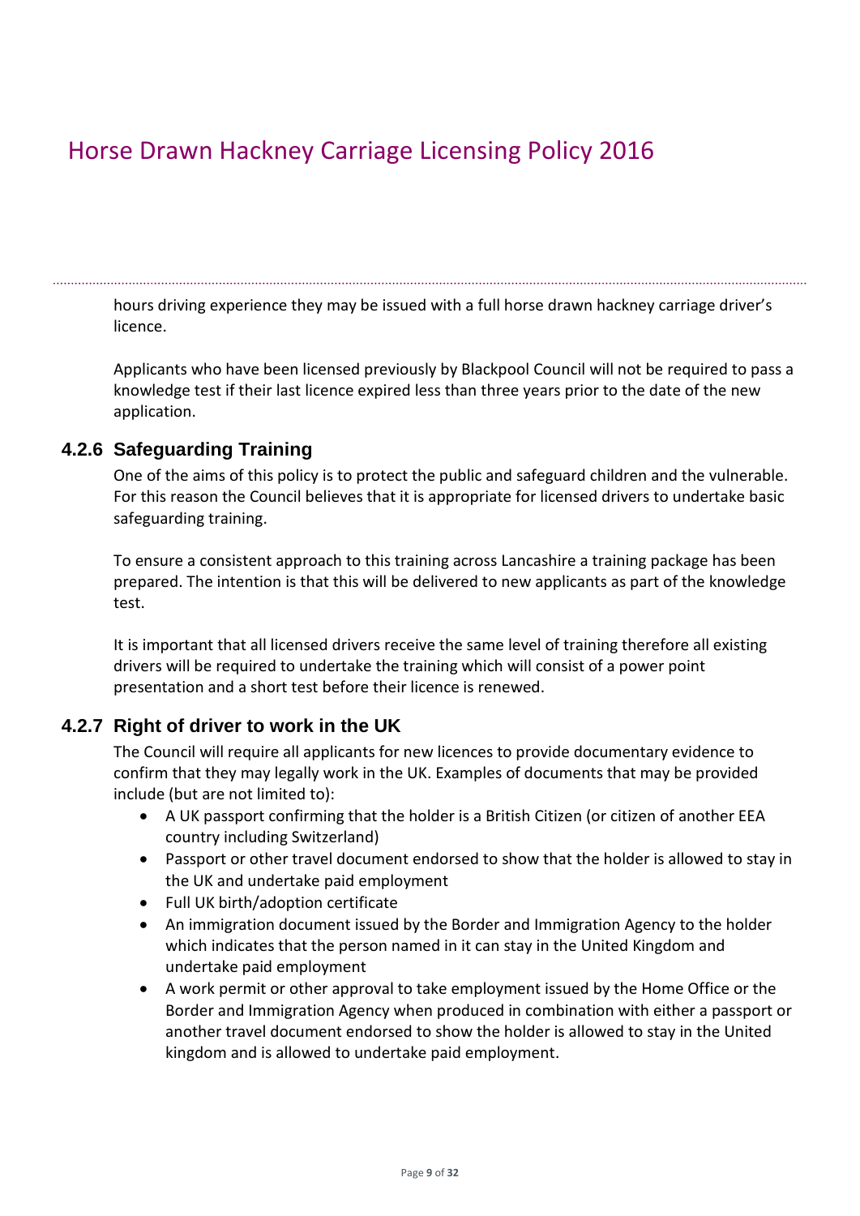hours driving experience they may be issued with a full horse drawn hackney carriage driver's licence.

Applicants who have been licensed previously by Blackpool Council will not be required to pass a knowledge test if their last licence expired less than three years prior to the date of the new application.

### 4.2.6 Safeguarding Training

One of the aims of this policy is to protect the public and safeguard children and the vulnerable. For this reason the Council believes that it is appropriate for licensed drivers to undertake basic safeguarding training.

To ensure a consistent approach to this training across Lancashire a training package has been prepared. The intention is that this will be delivered to new applicants as part of the knowledge test.

It is important that all licensed drivers receive the same level of training therefore all existing drivers will be required to undertake the training which will consist of a power point presentation and a short test before their licence is renewed.

### 4.2.7 Right of driver to work in the UK

The Council will require all applicants for new licences to provide documentary evidence to confirm that they may legally work in the UK. Examples of documents that may be provided include (but are not limited to):

- A UK passport confirming that the holder is a British Citizen (or citizen of another EEA country including Switzerland)
- Passport or other travel document endorsed to show that the holder is allowed to stay in the UK and undertake paid employment
- Full UK birth/adoption certificate
- An immigration document issued by the Border and Immigration Agency to the holder which indicates that the person named in it can stay in the United Kingdom and undertake paid employment
- A work permit or other approval to take employment issued by the Home Office or the Border and Immigration Agency when produced in combination with either a passport or another travel document endorsed to show the holder is allowed to stay in the United kingdom and is allowed to undertake paid employment.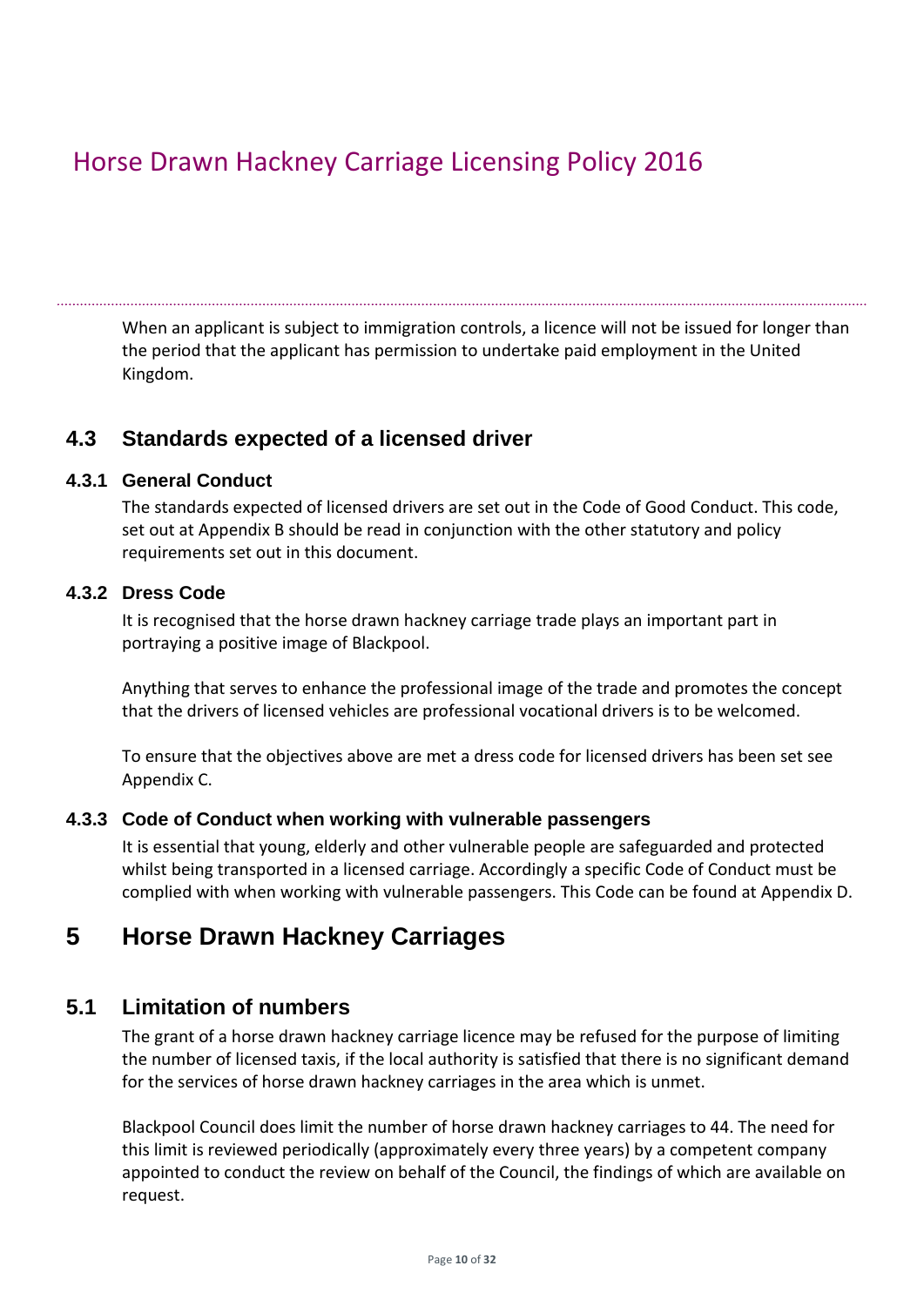When an applicant is subject to immigration controls, a licence will not be issued for longer than the period that the applicant has permission to undertake paid employment in the United Kingdom.

## 4.3 Standards expected of a licensed driver

### 4.3.1 General Conduct

The standards expected of licensed drivers are set out in the Code of Good Conduct. This code, set out at Appendix B should be read in conjunction with the other statutory and policy requirements set out in this document.

### 4.3.2 Dress Code

It is recognised that the horse drawn hackney carriage trade plays an important part in portraying a positive image of Blackpool.

Anything that serves to enhance the professional image of the trade and promotes the concept that the drivers of licensed vehicles are professional vocational drivers is to be welcomed.

To ensure that the objectives above are met a dress code for licensed drivers has been set see Appendix C.

### 4.3.3 Code of Conduct when working with vulnerable passengers

It is essential that young, elderly and other vulnerable people are safeguarded and protected whilst being transported in a licensed carriage. Accordingly a specific Code of Conduct must be complied with when working with vulnerable passengers. This Code can be found at Appendix D.

# 5 Horse Drawn Hackney Carriages

## 5.1 Limitation of numbers

The grant of a horse drawn hackney carriage licence may be refused for the purpose of limiting the number of licensed taxis, if the local authority is satisfied that there is no significant demand for the services of horse drawn hackney carriages in the area which is unmet.

Blackpool Council does limit the number of horse drawn hackney carriages to 44. The need for this limit is reviewed periodically (approximately every three years) by a competent company appointed to conduct the review on behalf of the Council, the findings of which are available on request.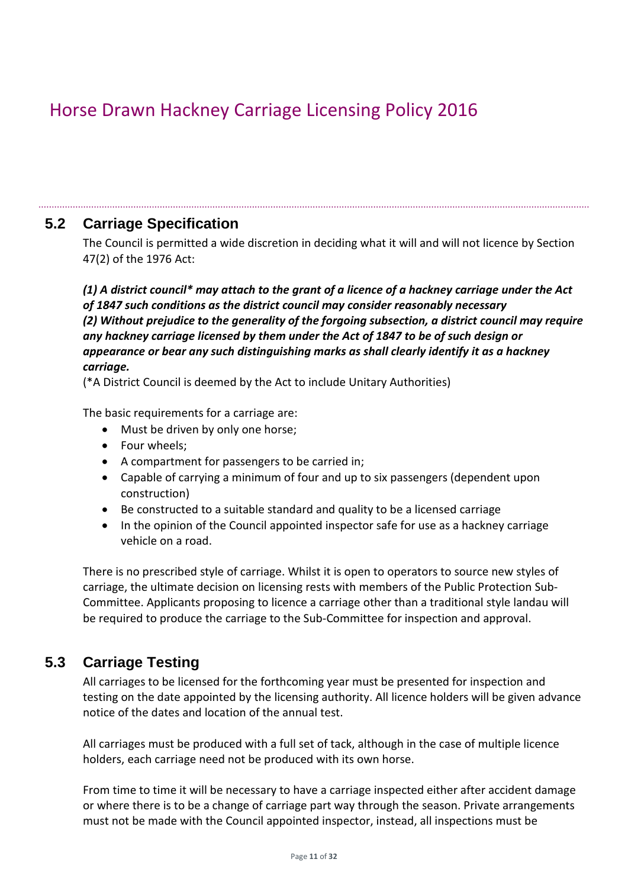## 5.2 Carriage Specification

The Council is permitted a wide discretion in deciding what it will and will not licence by Section 47(2) of the 1976 Act:

***(1) A district council\* may attach to the grant of a licence of a hackney carriage under the Act of 1847 such conditions as the district council may consider reasonably necessary***
***(2) Without prejudice to the generality of the forgoing subsection, a district council may require any hackney carriage licensed by them under the Act of 1847 to be of such design or appearance or bear any such distinguishing marks as shall clearly identify it as a hackney carriage.***
(*A District Council is deemed by the Act to include Unitary Authorities)

The basic requirements for a carriage are:

- Must be driven by only one horse;
- Four wheels;
- A compartment for passengers to be carried in;
- Capable of carrying a minimum of four and up to six passengers (dependent upon construction)
- Be constructed to a suitable standard and quality to be a licensed carriage
- In the opinion of the Council appointed inspector safe for use as a hackney carriage vehicle on a road.

There is no prescribed style of carriage. Whilst it is open to operators to source new styles of carriage, the ultimate decision on licensing rests with members of the Public Protection Sub-Committee. Applicants proposing to licence a carriage other than a traditional style landau will be required to produce the carriage to the Sub-Committee for inspection and approval.

## 5.3 Carriage Testing

All carriages to be licensed for the forthcoming year must be presented for inspection and testing on the date appointed by the licensing authority. All licence holders will be given advance notice of the dates and location of the annual test.

All carriages must be produced with a full set of tack, although in the case of multiple licence holders, each carriage need not be produced with its own horse.

From time to time it will be necessary to have a carriage inspected either after accident damage or where there is to be a change of carriage part way through the season. Private arrangements must not be made with the Council appointed inspector, instead, all inspections must be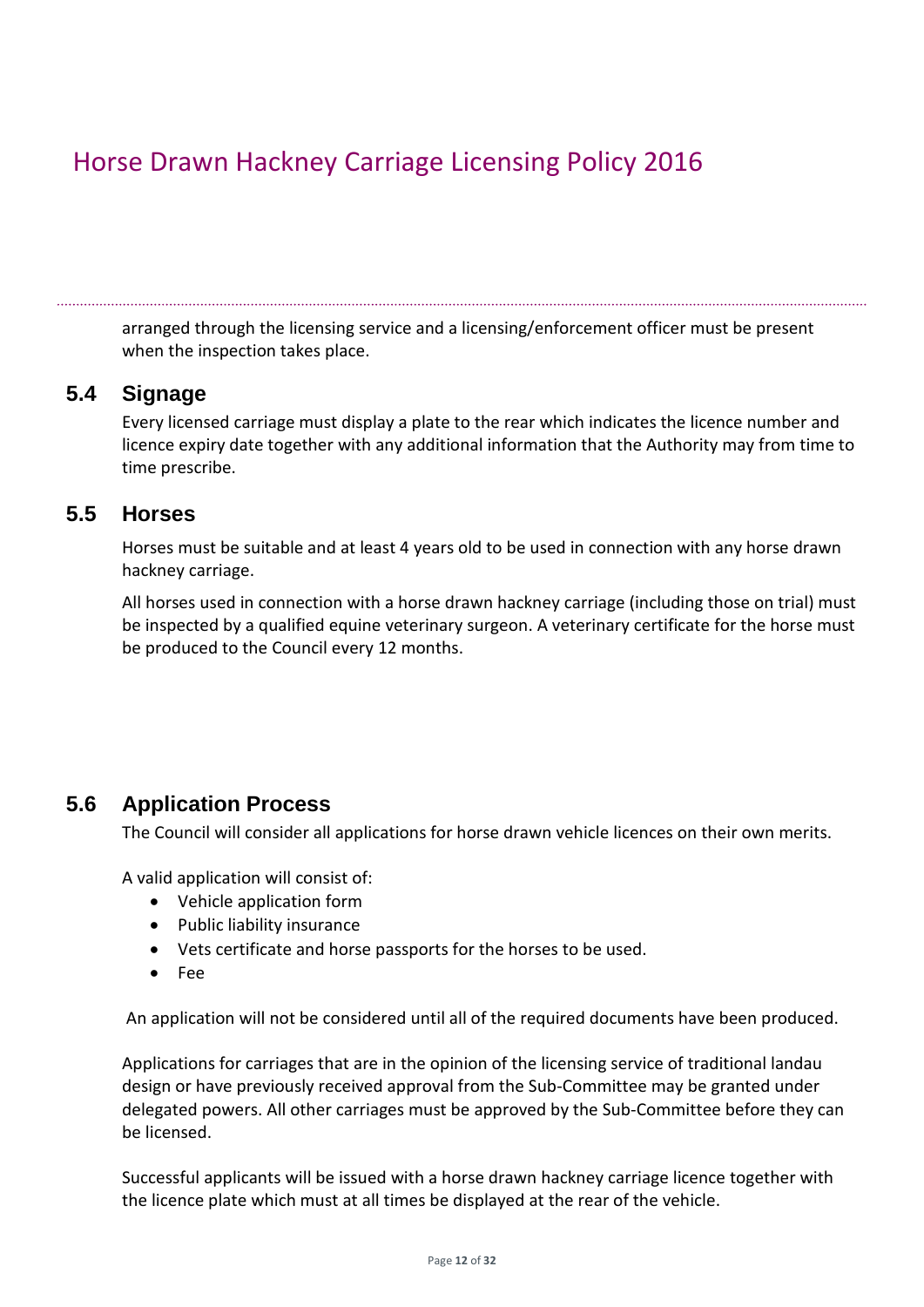arranged through the licensing service and a licensing/enforcement officer must be present when the inspection takes place.

## 5.4 Signage

Every licensed carriage must display a plate to the rear which indicates the licence number and licence expiry date together with any additional information that the Authority may from time to time prescribe.

## 5.5 Horses

Horses must be suitable and at least 4 years old to be used in connection with any horse drawn hackney carriage.

All horses used in connection with a horse drawn hackney carriage (including those on trial) must be inspected by a qualified equine veterinary surgeon. A veterinary certificate for the horse must be produced to the Council every 12 months.

## 5.6 Application Process

The Council will consider all applications for horse drawn vehicle licences on their own merits.

A valid application will consist of:

- Vehicle application form
- Public liability insurance
- Vets certificate and horse passports for the horses to be used.
- Fee

An application will not be considered until all of the required documents have been produced.

Applications for carriages that are in the opinion of the licensing service of traditional landau design or have previously received approval from the Sub-Committee may be granted under delegated powers. All other carriages must be approved by the Sub-Committee before they can be licensed.

Successful applicants will be issued with a horse drawn hackney carriage licence together with the licence plate which must at all times be displayed at the rear of the vehicle.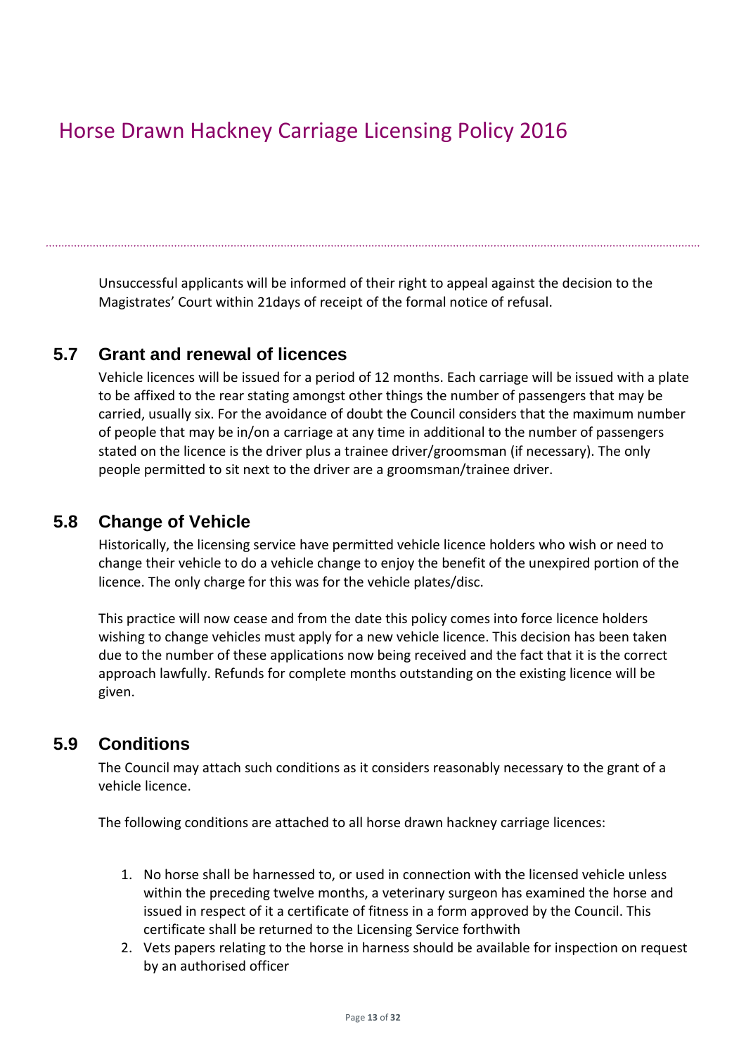Unsuccessful applicants will be informed of their right to appeal against the decision to the Magistrates' Court within 21days of receipt of the formal notice of refusal.

## 5.7 Grant and renewal of licences

Vehicle licences will be issued for a period of 12 months. Each carriage will be issued with a plate to be affixed to the rear stating amongst other things the number of passengers that may be carried, usually six. For the avoidance of doubt the Council considers that the maximum number of people that may be in/on a carriage at any time in additional to the number of passengers stated on the licence is the driver plus a trainee driver/groomsman (if necessary). The only people permitted to sit next to the driver are a groomsman/trainee driver.

## 5.8 Change of Vehicle

Historically, the licensing service have permitted vehicle licence holders who wish or need to change their vehicle to do a vehicle change to enjoy the benefit of the unexpired portion of the licence. The only charge for this was for the vehicle plates/disc.

This practice will now cease and from the date this policy comes into force licence holders wishing to change vehicles must apply for a new vehicle licence. This decision has been taken due to the number of these applications now being received and the fact that it is the correct approach lawfully. Refunds for complete months outstanding on the existing licence will be given.

## 5.9 Conditions

The Council may attach such conditions as it considers reasonably necessary to the grant of a vehicle licence.

The following conditions are attached to all horse drawn hackney carriage licences:

1. No horse shall be harnessed to, or used in connection with the licensed vehicle unless within the preceding twelve months, a veterinary surgeon has examined the horse and issued in respect of it a certificate of fitness in a form approved by the Council. This certificate shall be returned to the Licensing Service forthwith
2. Vets papers relating to the horse in harness should be available for inspection on request by an authorised officer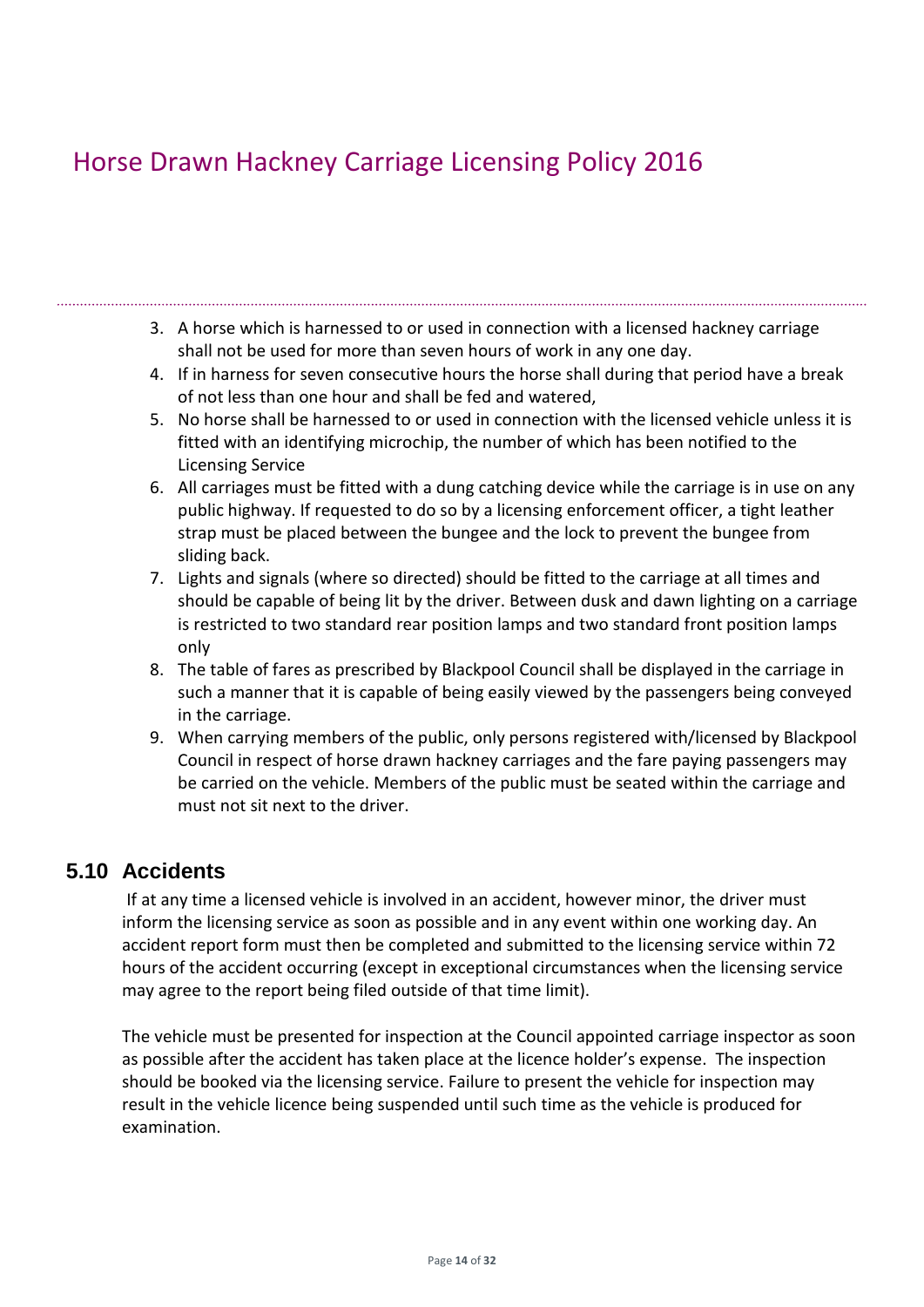3. A horse which is harnessed to or used in connection with a licensed hackney carriage shall not be used for more than seven hours of work in any one day.
4. If in harness for seven consecutive hours the horse shall during that period have a break of not less than one hour and shall be fed and watered,
5. No horse shall be harnessed to or used in connection with the licensed vehicle unless it is fitted with an identifying microchip, the number of which has been notified to the Licensing Service
6. All carriages must be fitted with a dung catching device while the carriage is in use on any public highway. If requested to do so by a licensing enforcement officer, a tight leather strap must be placed between the bungee and the lock to prevent the bungee from sliding back.
7. Lights and signals (where so directed) should be fitted to the carriage at all times and should be capable of being lit by the driver. Between dusk and dawn lighting on a carriage is restricted to two standard rear position lamps and two standard front position lamps only
8. The table of fares as prescribed by Blackpool Council shall be displayed in the carriage in such a manner that it is capable of being easily viewed by the passengers being conveyed in the carriage.
9. When carrying members of the public, only persons registered with/licensed by Blackpool Council in respect of horse drawn hackney carriages and the fare paying passengers may be carried on the vehicle. Members of the public must be seated within the carriage and must not sit next to the driver.

## 5.10 Accidents

If at any time a licensed vehicle is involved in an accident, however minor, the driver must inform the licensing service as soon as possible and in any event within one working day. An accident report form must then be completed and submitted to the licensing service within 72 hours of the accident occurring (except in exceptional circumstances when the licensing service may agree to the report being filed outside of that time limit).

The vehicle must be presented for inspection at the Council appointed carriage inspector as soon as possible after the accident has taken place at the licence holder's expense. The inspection should be booked via the licensing service. Failure to present the vehicle for inspection may result in the vehicle licence being suspended until such time as the vehicle is produced for examination.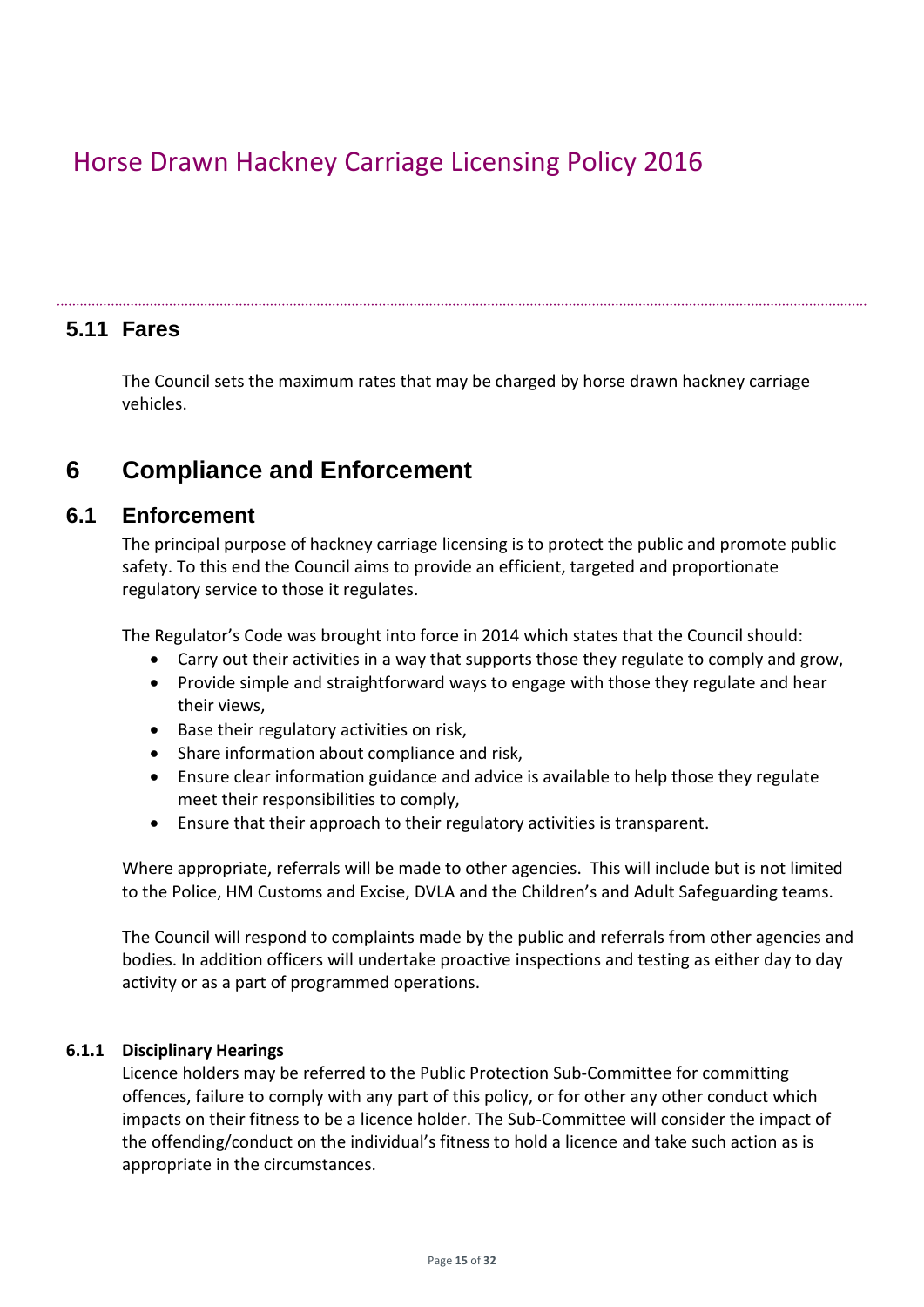## 5.11 Fares

The Council sets the maximum rates that may be charged by horse drawn hackney carriage vehicles.

# 6 Compliance and Enforcement

## 6.1 Enforcement

The principal purpose of hackney carriage licensing is to protect the public and promote public safety. To this end the Council aims to provide an efficient, targeted and proportionate regulatory service to those it regulates.

The Regulator's Code was brought into force in 2014 which states that the Council should:

- Carry out their activities in a way that supports those they regulate to comply and grow,
- Provide simple and straightforward ways to engage with those they regulate and hear their views,
- Base their regulatory activities on risk,
- Share information about compliance and risk,
- Ensure clear information guidance and advice is available to help those they regulate meet their responsibilities to comply,
- Ensure that their approach to their regulatory activities is transparent.

Where appropriate, referrals will be made to other agencies. This will include but is not limited to the Police, HM Customs and Excise, DVLA and the Children's and Adult Safeguarding teams.

The Council will respond to complaints made by the public and referrals from other agencies and bodies. In addition officers will undertake proactive inspections and testing as either day to day activity or as a part of programmed operations.

### 6.1.1 Disciplinary Hearings

Licence holders may be referred to the Public Protection Sub-Committee for committing offences, failure to comply with any part of this policy, or for other any other conduct which impacts on their fitness to be a licence holder. The Sub-Committee will consider the impact of the offending/conduct on the individual's fitness to hold a licence and take such action as is appropriate in the circumstances.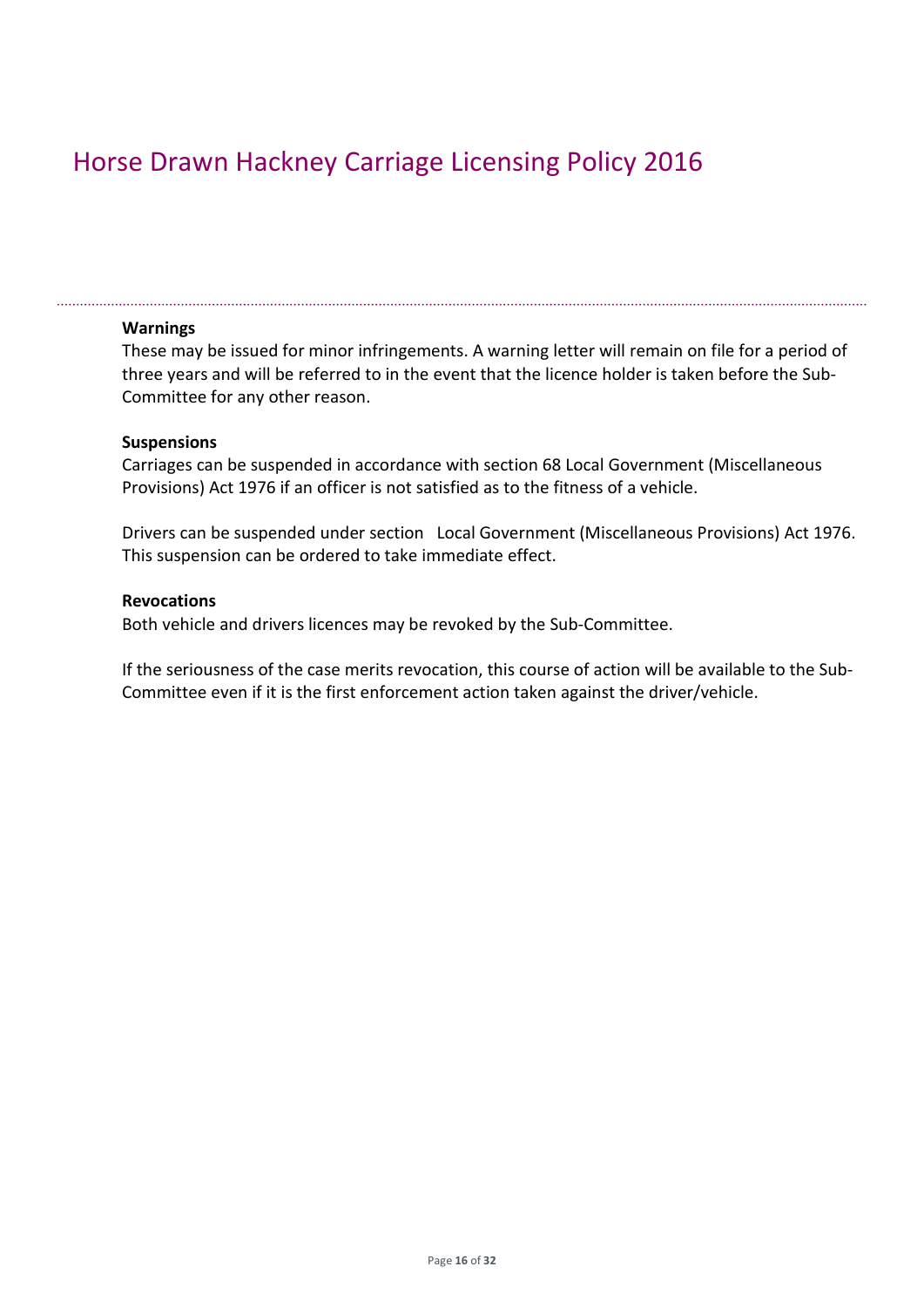**Warnings**

These may be issued for minor infringements. A warning letter will remain on file for a period of three years and will be referred to in the event that the licence holder is taken before the Sub-Committee for any other reason.

**Suspensions**

Carriages can be suspended in accordance with section 68 Local Government (Miscellaneous Provisions) Act 1976 if an officer is not satisfied as to the fitness of a vehicle.

Drivers can be suspended under section  Local Government (Miscellaneous Provisions) Act 1976. This suspension can be ordered to take immediate effect.

**Revocations**

Both vehicle and drivers licences may be revoked by the Sub-Committee.

If the seriousness of the case merits revocation, this course of action will be available to the Sub-Committee even if it is the first enforcement action taken against the driver/vehicle.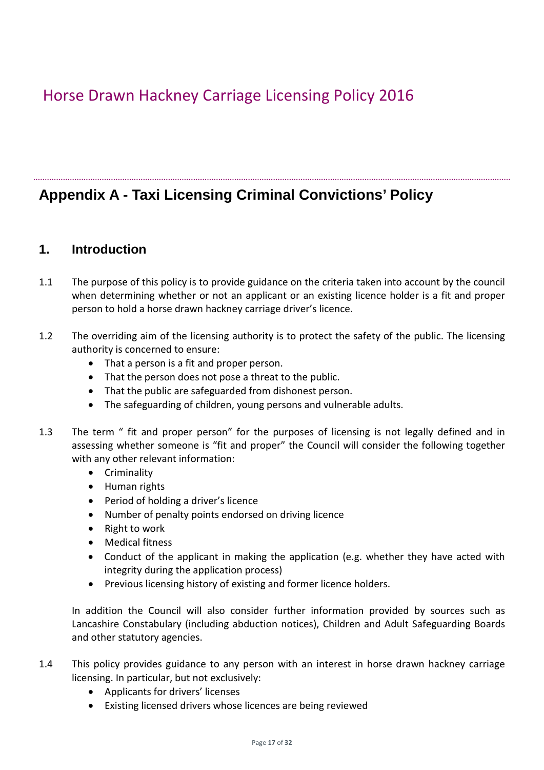# Horse Drawn Hackney Carriage Licensing Policy 2016

## Appendix A - Taxi Licensing Criminal Convictions' Policy

### 1. Introduction

1.1 The purpose of this policy is to provide guidance on the criteria taken into account by the council when determining whether or not an applicant or an existing licence holder is a fit and proper person to hold a horse drawn hackney carriage driver's licence.

1.2 The overriding aim of the licensing authority is to protect the safety of the public. The licensing authority is concerned to ensure:

- That a person is a fit and proper person.
- That the person does not pose a threat to the public.
- That the public are safeguarded from dishonest person.
- The safeguarding of children, young persons and vulnerable adults.

1.3 The term " fit and proper person" for the purposes of licensing is not legally defined and in assessing whether someone is "fit and proper" the Council will consider the following together with any other relevant information:

- Criminality
- Human rights
- Period of holding a driver's licence
- Number of penalty points endorsed on driving licence
- Right to work
- Medical fitness
- Conduct of the applicant in making the application (e.g. whether they have acted with integrity during the application process)
- Previous licensing history of existing and former licence holders.

In addition the Council will also consider further information provided by sources such as Lancashire Constabulary (including abduction notices), Children and Adult Safeguarding Boards and other statutory agencies.

1.4 This policy provides guidance to any person with an interest in horse drawn hackney carriage licensing. In particular, but not exclusively:

- Applicants for drivers' licenses
- Existing licensed drivers whose licences are being reviewed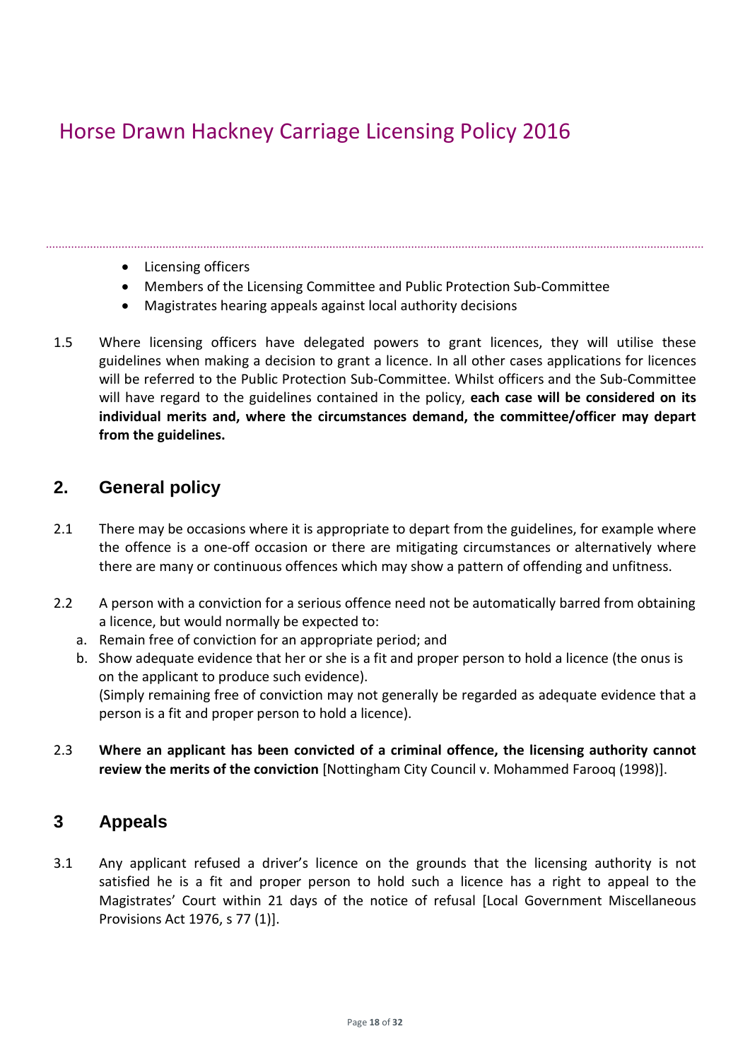- Licensing officers
- Members of the Licensing Committee and Public Protection Sub-Committee
- Magistrates hearing appeals against local authority decisions

1.5 Where licensing officers have delegated powers to grant licences, they will utilise these guidelines when making a decision to grant a licence. In all other cases applications for licences will be referred to the Public Protection Sub-Committee. Whilst officers and the Sub-Committee will have regard to the guidelines contained in the policy, **each case will be considered on its individual merits and, where the circumstances demand, the committee/officer may depart from the guidelines.**

## 2. General policy

2.1 There may be occasions where it is appropriate to depart from the guidelines, for example where the offence is a one-off occasion or there are mitigating circumstances or alternatively where there are many or continuous offences which may show a pattern of offending and unfitness.

2.2 A person with a conviction for a serious offence need not be automatically barred from obtaining a licence, but would normally be expected to:

a. Remain free of conviction for an appropriate period; and
b. Show adequate evidence that her or she is a fit and proper person to hold a licence (the onus is on the applicant to produce such evidence).
(Simply remaining free of conviction may not generally be regarded as adequate evidence that a person is a fit and proper person to hold a licence).

2.3 **Where an applicant has been convicted of a criminal offence, the licensing authority cannot review the merits of the conviction** [Nottingham City Council v. Mohammed Farooq (1998)].

## 3 Appeals

3.1 Any applicant refused a driver's licence on the grounds that the licensing authority is not satisfied he is a fit and proper person to hold such a licence has a right to appeal to the Magistrates' Court within 21 days of the notice of refusal [Local Government Miscellaneous Provisions Act 1976, s 77 (1)].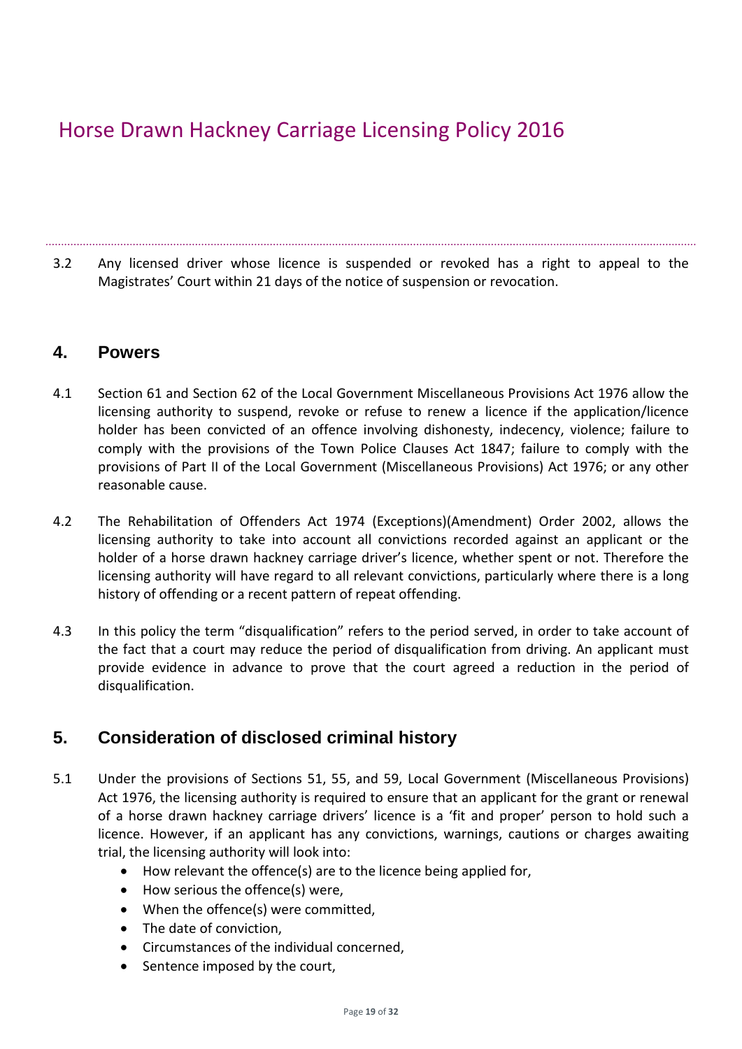3.2 Any licensed driver whose licence is suspended or revoked has a right to appeal to the Magistrates' Court within 21 days of the notice of suspension or revocation.

## 4. Powers

4.1 Section 61 and Section 62 of the Local Government Miscellaneous Provisions Act 1976 allow the licensing authority to suspend, revoke or refuse to renew a licence if the application/licence holder has been convicted of an offence involving dishonesty, indecency, violence; failure to comply with the provisions of the Town Police Clauses Act 1847; failure to comply with the provisions of Part II of the Local Government (Miscellaneous Provisions) Act 1976; or any other reasonable cause.

4.2 The Rehabilitation of Offenders Act 1974 (Exceptions)(Amendment) Order 2002, allows the licensing authority to take into account all convictions recorded against an applicant or the holder of a horse drawn hackney carriage driver's licence, whether spent or not. Therefore the licensing authority will have regard to all relevant convictions, particularly where there is a long history of offending or a recent pattern of repeat offending.

4.3 In this policy the term "disqualification" refers to the period served, in order to take account of the fact that a court may reduce the period of disqualification from driving. An applicant must provide evidence in advance to prove that the court agreed a reduction in the period of disqualification.

## 5. Consideration of disclosed criminal history

5.1 Under the provisions of Sections 51, 55, and 59, Local Government (Miscellaneous Provisions) Act 1976, the licensing authority is required to ensure that an applicant for the grant or renewal of a horse drawn hackney carriage drivers' licence is a 'fit and proper' person to hold such a licence. However, if an applicant has any convictions, warnings, cautions or charges awaiting trial, the licensing authority will look into:

- How relevant the offence(s) are to the licence being applied for,
- How serious the offence(s) were,
- When the offence(s) were committed,
- The date of conviction,
- Circumstances of the individual concerned,
- Sentence imposed by the court,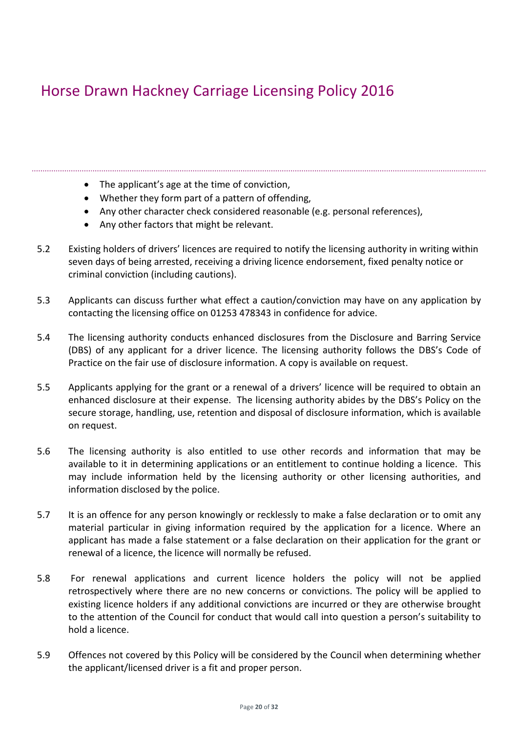- The applicant's age at the time of conviction,
- Whether they form part of a pattern of offending,
- Any other character check considered reasonable (e.g. personal references),
- Any other factors that might be relevant.

5.2 Existing holders of drivers' licences are required to notify the licensing authority in writing within seven days of being arrested, receiving a driving licence endorsement, fixed penalty notice or criminal conviction (including cautions).

5.3 Applicants can discuss further what effect a caution/conviction may have on any application by contacting the licensing office on 01253 478343 in confidence for advice.

5.4 The licensing authority conducts enhanced disclosures from the Disclosure and Barring Service (DBS) of any applicant for a driver licence. The licensing authority follows the DBS's Code of Practice on the fair use of disclosure information. A copy is available on request.

5.5 Applicants applying for the grant or a renewal of a drivers' licence will be required to obtain an enhanced disclosure at their expense. The licensing authority abides by the DBS's Policy on the secure storage, handling, use, retention and disposal of disclosure information, which is available on request.

5.6 The licensing authority is also entitled to use other records and information that may be available to it in determining applications or an entitlement to continue holding a licence. This may include information held by the licensing authority or other licensing authorities, and information disclosed by the police.

5.7 It is an offence for any person knowingly or recklessly to make a false declaration or to omit any material particular in giving information required by the application for a licence. Where an applicant has made a false statement or a false declaration on their application for the grant or renewal of a licence, the licence will normally be refused.

5.8 For renewal applications and current licence holders the policy will not be applied retrospectively where there are no new concerns or convictions. The policy will be applied to existing licence holders if any additional convictions are incurred or they are otherwise brought to the attention of the Council for conduct that would call into question a person's suitability to hold a licence.

5.9 Offences not covered by this Policy will be considered by the Council when determining whether the applicant/licensed driver is a fit and proper person.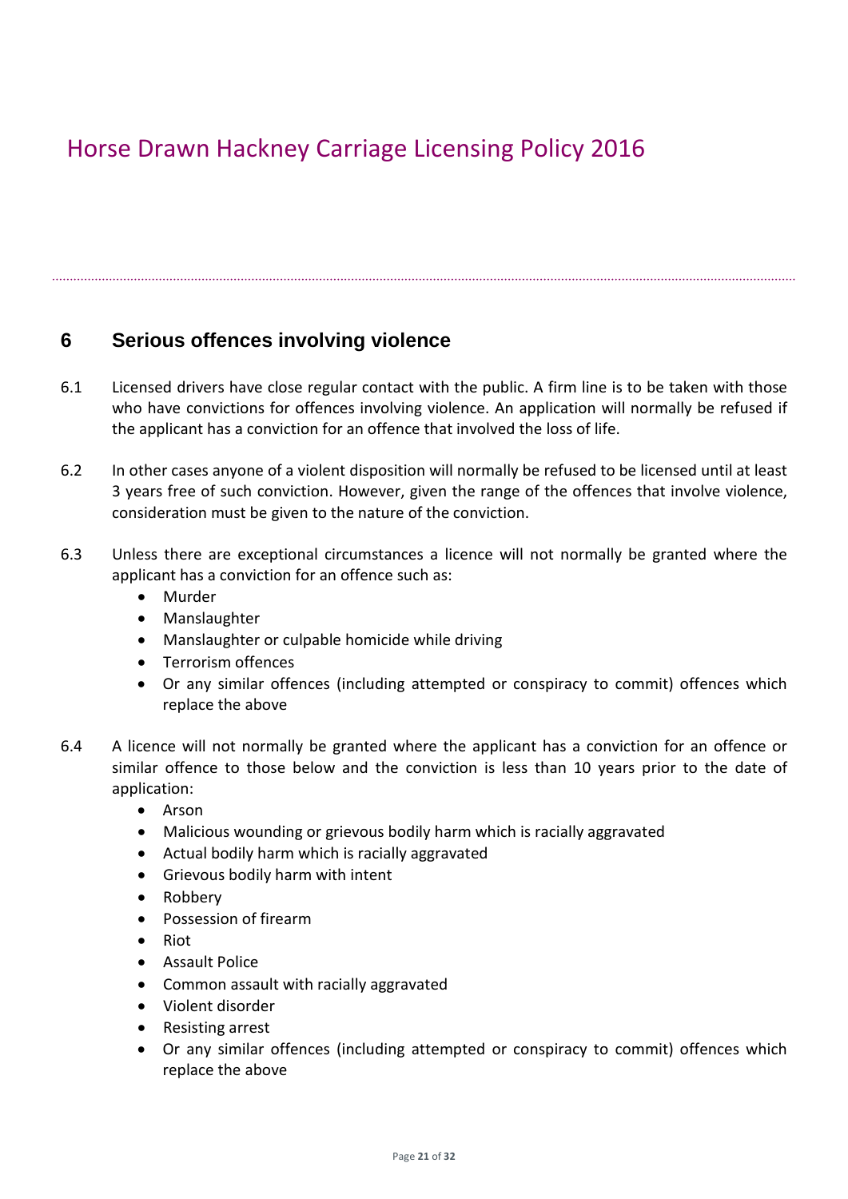# Horse Drawn Hackney Carriage Licensing Policy 2016

## 6 Serious offences involving violence

6.1 Licensed drivers have close regular contact with the public. A firm line is to be taken with those who have convictions for offences involving violence. An application will normally be refused if the applicant has a conviction for an offence that involved the loss of life.

6.2 In other cases anyone of a violent disposition will normally be refused to be licensed until at least 3 years free of such conviction. However, given the range of the offences that involve violence, consideration must be given to the nature of the conviction.

6.3 Unless there are exceptional circumstances a licence will not normally be granted where the applicant has a conviction for an offence such as:

- Murder
- Manslaughter
- Manslaughter or culpable homicide while driving
- Terrorism offences
- Or any similar offences (including attempted or conspiracy to commit) offences which replace the above

6.4 A licence will not normally be granted where the applicant has a conviction for an offence or similar offence to those below and the conviction is less than 10 years prior to the date of application:

- Arson
- Malicious wounding or grievous bodily harm which is racially aggravated
- Actual bodily harm which is racially aggravated
- Grievous bodily harm with intent
- Robbery
- Possession of firearm
- Riot
- Assault Police
- Common assault with racially aggravated
- Violent disorder
- Resisting arrest
- Or any similar offences (including attempted or conspiracy to commit) offences which replace the above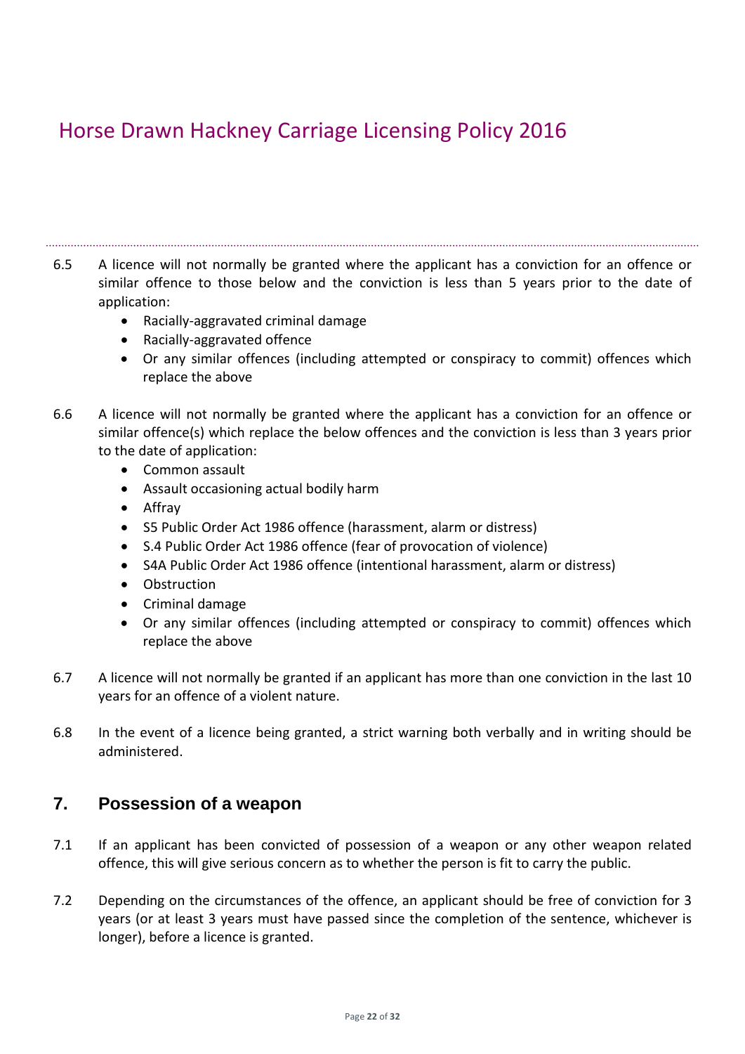6.5 A licence will not normally be granted where the applicant has a conviction for an offence or similar offence to those below and the conviction is less than 5 years prior to the date of application:

- Racially-aggravated criminal damage
- Racially-aggravated offence
- Or any similar offences (including attempted or conspiracy to commit) offences which replace the above

6.6 A licence will not normally be granted where the applicant has a conviction for an offence or similar offence(s) which replace the below offences and the conviction is less than 3 years prior to the date of application:

- Common assault
- Assault occasioning actual bodily harm
- Affray
- S5 Public Order Act 1986 offence (harassment, alarm or distress)
- S.4 Public Order Act 1986 offence (fear of provocation of violence)
- S4A Public Order Act 1986 offence (intentional harassment, alarm or distress)
- Obstruction
- Criminal damage
- Or any similar offences (including attempted or conspiracy to commit) offences which replace the above

6.7 A licence will not normally be granted if an applicant has more than one conviction in the last 10 years for an offence of a violent nature.

6.8 In the event of a licence being granted, a strict warning both verbally and in writing should be administered.

## 7. Possession of a weapon

7.1 If an applicant has been convicted of possession of a weapon or any other weapon related offence, this will give serious concern as to whether the person is fit to carry the public.

7.2 Depending on the circumstances of the offence, an applicant should be free of conviction for 3 years (or at least 3 years must have passed since the completion of the sentence, whichever is longer), before a licence is granted.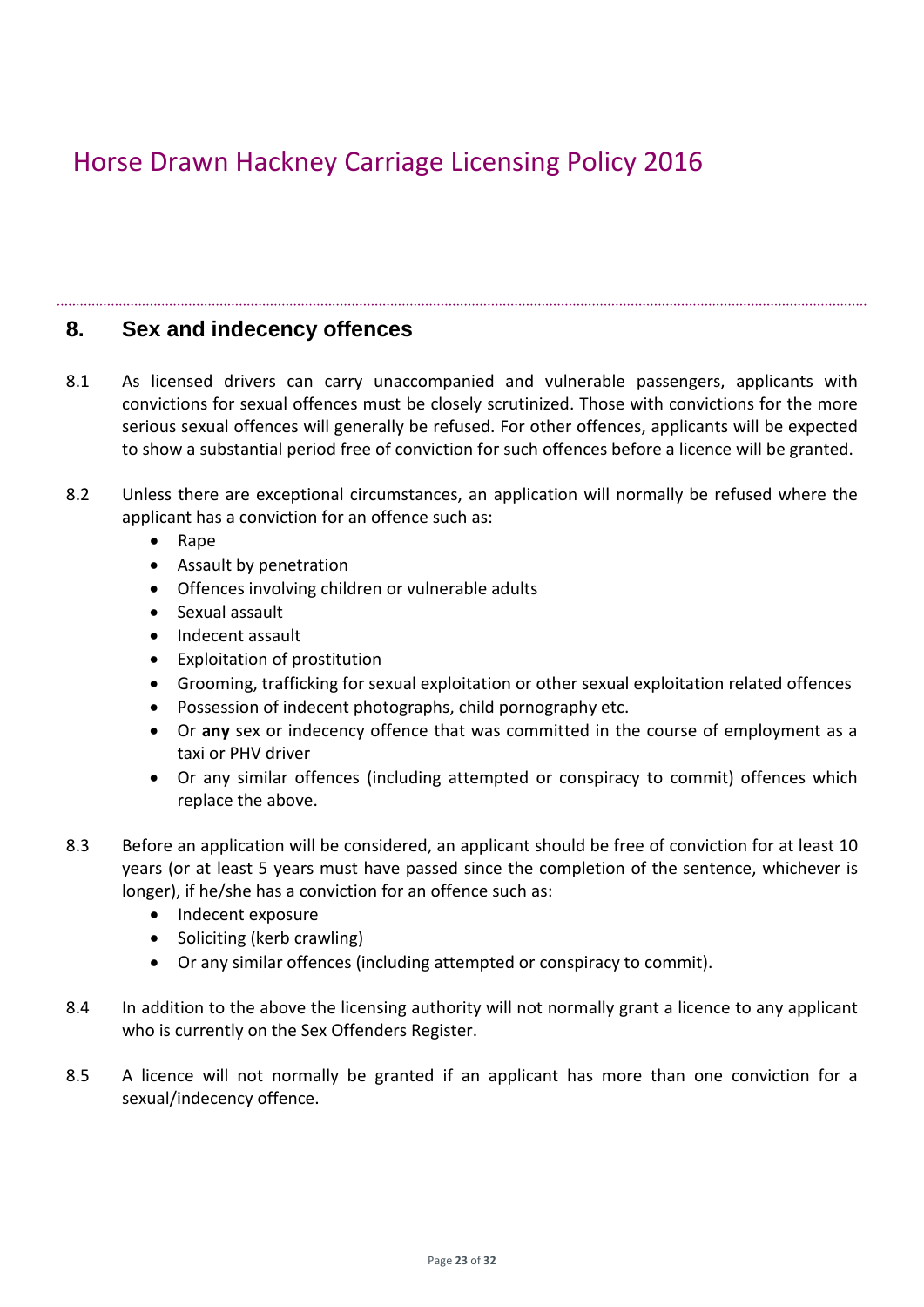# Horse Drawn Hackney Carriage Licensing Policy 2016

## 8. Sex and indecency offences

8.1 As licensed drivers can carry unaccompanied and vulnerable passengers, applicants with convictions for sexual offences must be closely scrutinized. Those with convictions for the more serious sexual offences will generally be refused. For other offences, applicants will be expected to show a substantial period free of conviction for such offences before a licence will be granted.

8.2 Unless there are exceptional circumstances, an application will normally be refused where the applicant has a conviction for an offence such as:

- Rape
- Assault by penetration
- Offences involving children or vulnerable adults
- Sexual assault
- Indecent assault
- Exploitation of prostitution
- Grooming, trafficking for sexual exploitation or other sexual exploitation related offences
- Possession of indecent photographs, child pornography etc.
- Or **any** sex or indecency offence that was committed in the course of employment as a taxi or PHV driver
- Or any similar offences (including attempted or conspiracy to commit) offences which replace the above.

8.3 Before an application will be considered, an applicant should be free of conviction for at least 10 years (or at least 5 years must have passed since the completion of the sentence, whichever is longer), if he/she has a conviction for an offence such as:

- Indecent exposure
- Soliciting (kerb crawling)
- Or any similar offences (including attempted or conspiracy to commit).

8.4 In addition to the above the licensing authority will not normally grant a licence to any applicant who is currently on the Sex Offenders Register.

8.5 A licence will not normally be granted if an applicant has more than one conviction for a sexual/indecency offence.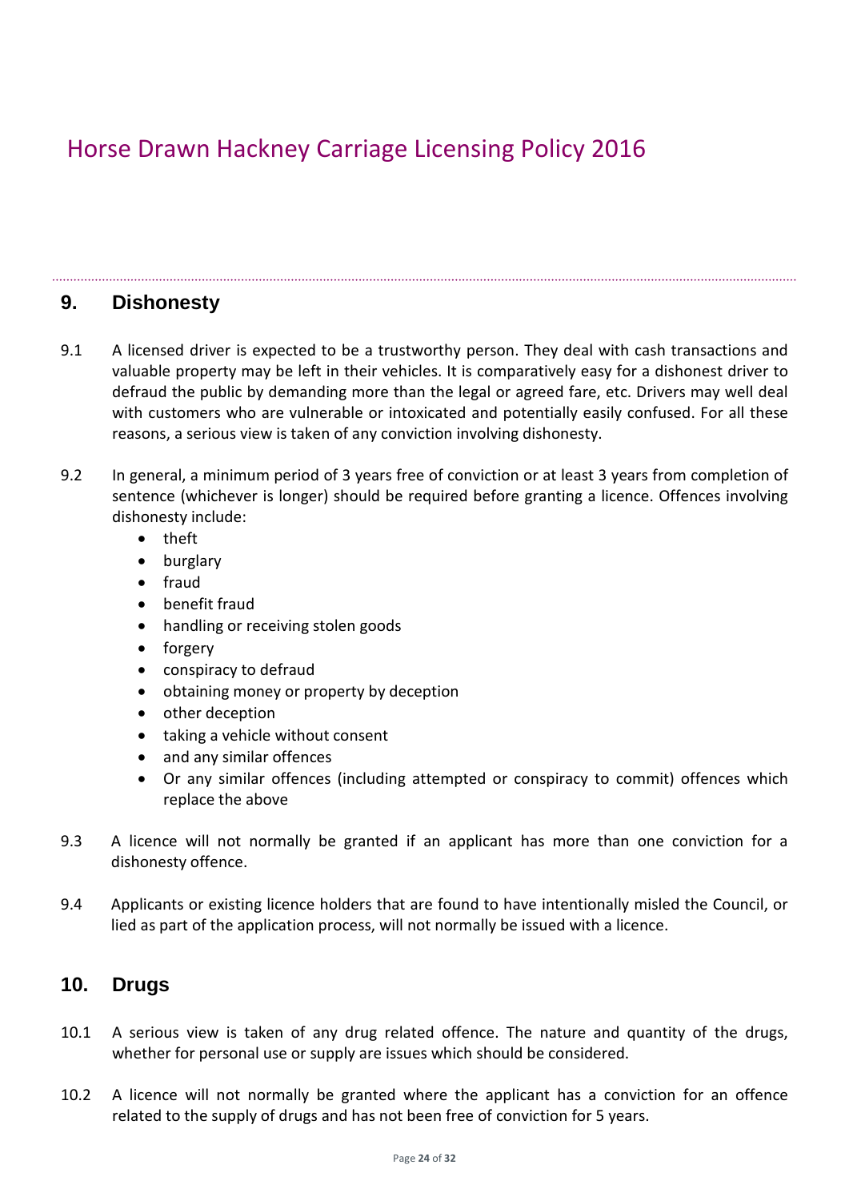## 9. Dishonesty

9.1 A licensed driver is expected to be a trustworthy person. They deal with cash transactions and valuable property may be left in their vehicles. It is comparatively easy for a dishonest driver to defraud the public by demanding more than the legal or agreed fare, etc. Drivers may well deal with customers who are vulnerable or intoxicated and potentially easily confused. For all these reasons, a serious view is taken of any conviction involving dishonesty.

9.2 In general, a minimum period of 3 years free of conviction or at least 3 years from completion of sentence (whichever is longer) should be required before granting a licence. Offences involving dishonesty include:

- theft
- burglary
- fraud
- benefit fraud
- handling or receiving stolen goods
- forgery
- conspiracy to defraud
- obtaining money or property by deception
- other deception
- taking a vehicle without consent
- and any similar offences
- Or any similar offences (including attempted or conspiracy to commit) offences which replace the above

9.3 A licence will not normally be granted if an applicant has more than one conviction for a dishonesty offence.

9.4 Applicants or existing licence holders that are found to have intentionally misled the Council, or lied as part of the application process, will not normally be issued with a licence.

## 10. Drugs

10.1 A serious view is taken of any drug related offence. The nature and quantity of the drugs, whether for personal use or supply are issues which should be considered.

10.2 A licence will not normally be granted where the applicant has a conviction for an offence related to the supply of drugs and has not been free of conviction for 5 years.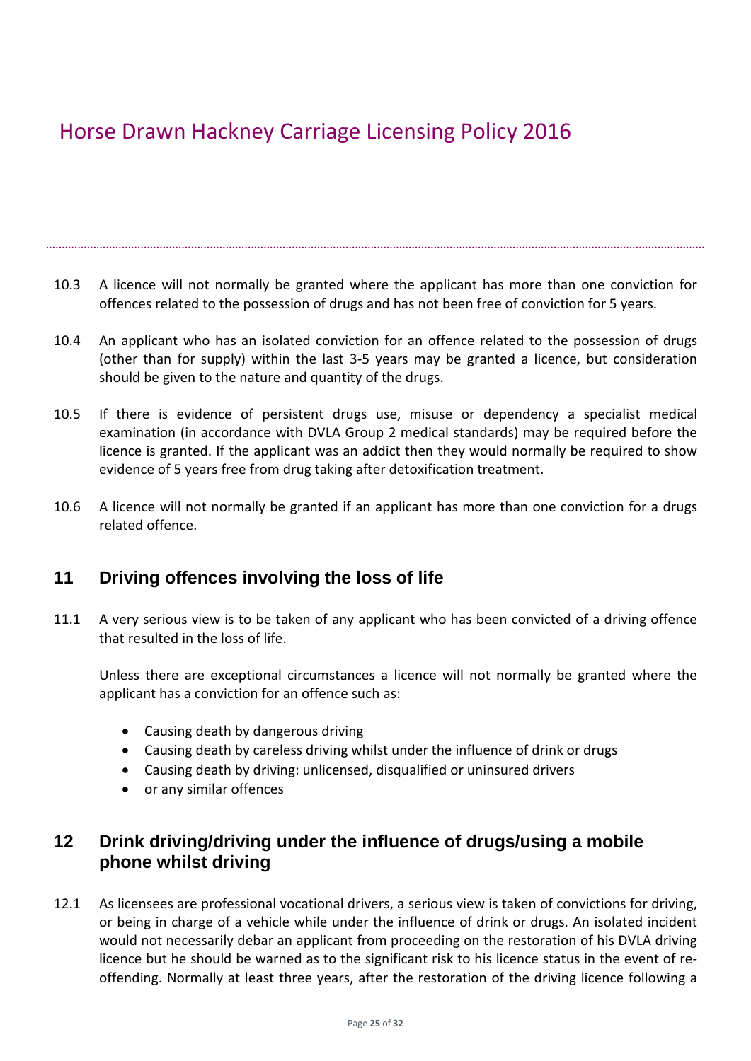10.3 A licence will not normally be granted where the applicant has more than one conviction for offences related to the possession of drugs and has not been free of conviction for 5 years.

10.4 An applicant who has an isolated conviction for an offence related to the possession of drugs (other than for supply) within the last 3-5 years may be granted a licence, but consideration should be given to the nature and quantity of the drugs.

10.5 If there is evidence of persistent drugs use, misuse or dependency a specialist medical examination (in accordance with DVLA Group 2 medical standards) may be required before the licence is granted. If the applicant was an addict then they would normally be required to show evidence of 5 years free from drug taking after detoxification treatment.

10.6 A licence will not normally be granted if an applicant has more than one conviction for a drugs related offence.

## 11 Driving offences involving the loss of life

11.1 A very serious view is to be taken of any applicant who has been convicted of a driving offence that resulted in the loss of life.

Unless there are exceptional circumstances a licence will not normally be granted where the applicant has a conviction for an offence such as:

- Causing death by dangerous driving
- Causing death by careless driving whilst under the influence of drink or drugs
- Causing death by driving: unlicensed, disqualified or uninsured drivers
- or any similar offences

## 12 Drink driving/driving under the influence of drugs/using a mobile phone whilst driving

12.1 As licensees are professional vocational drivers, a serious view is taken of convictions for driving, or being in charge of a vehicle while under the influence of drink or drugs. An isolated incident would not necessarily debar an applicant from proceeding on the restoration of his DVLA driving licence but he should be warned as to the significant risk to his licence status in the event of re-offending. Normally at least three years, after the restoration of the driving licence following a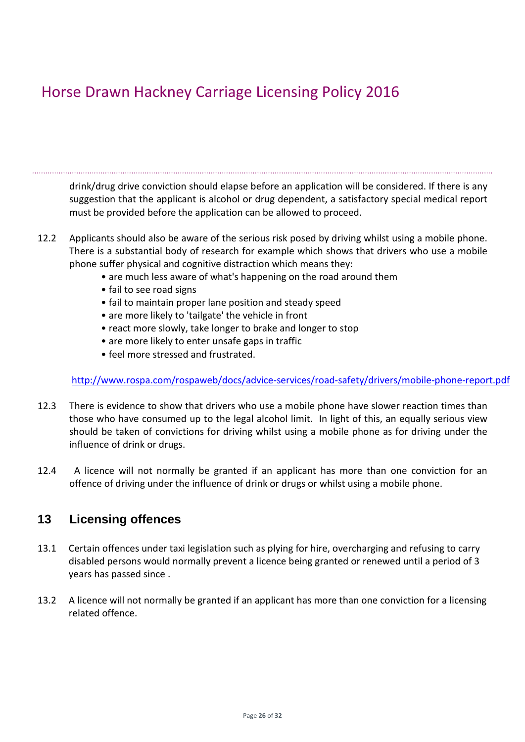drink/drug drive conviction should elapse before an application will be considered. If there is any suggestion that the applicant is alcohol or drug dependent, a satisfactory special medical report must be provided before the application can be allowed to proceed.

12.2 Applicants should also be aware of the serious risk posed by driving whilst using a mobile phone. There is a substantial body of research for example which shows that drivers who use a mobile phone suffer physical and cognitive distraction which means they:

- are much less aware of what's happening on the road around them
- fail to see road signs
- fail to maintain proper lane position and steady speed
- are more likely to 'tailgate' the vehicle in front
- react more slowly, take longer to brake and longer to stop
- are more likely to enter unsafe gaps in traffic
- feel more stressed and frustrated.

http://www.rospa.com/rospaweb/docs/advice-services/road-safety/drivers/mobile-phone-report.pdf

12.3 There is evidence to show that drivers who use a mobile phone have slower reaction times than those who have consumed up to the legal alcohol limit. In light of this, an equally serious view should be taken of convictions for driving whilst using a mobile phone as for driving under the influence of drink or drugs.

12.4 A licence will not normally be granted if an applicant has more than one conviction for an offence of driving under the influence of drink or drugs or whilst using a mobile phone.

## 13 Licensing offences

13.1 Certain offences under taxi legislation such as plying for hire, overcharging and refusing to carry disabled persons would normally prevent a licence being granted or renewed until a period of 3 years has passed since .

13.2 A licence will not normally be granted if an applicant has more than one conviction for a licensing related offence.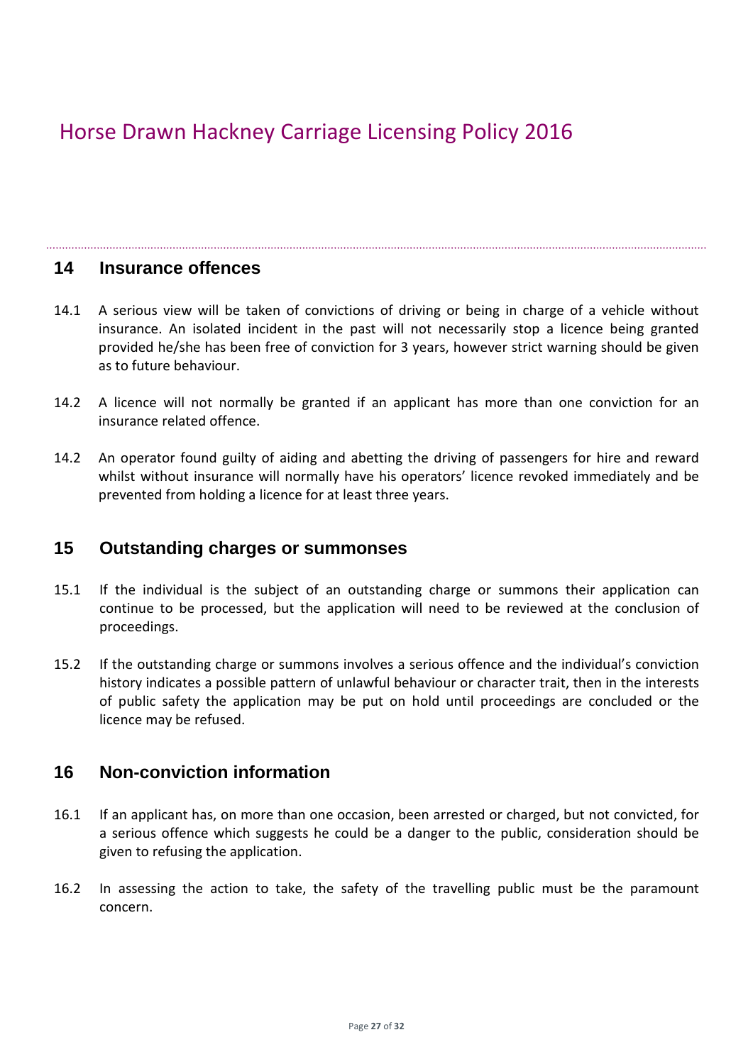## 14 Insurance offences

14.1 A serious view will be taken of convictions of driving or being in charge of a vehicle without insurance. An isolated incident in the past will not necessarily stop a licence being granted provided he/she has been free of conviction for 3 years, however strict warning should be given as to future behaviour.

14.2 A licence will not normally be granted if an applicant has more than one conviction for an insurance related offence.

14.2 An operator found guilty of aiding and abetting the driving of passengers for hire and reward whilst without insurance will normally have his operators' licence revoked immediately and be prevented from holding a licence for at least three years.

## 15 Outstanding charges or summonses

15.1 If the individual is the subject of an outstanding charge or summons their application can continue to be processed, but the application will need to be reviewed at the conclusion of proceedings.

15.2 If the outstanding charge or summons involves a serious offence and the individual's conviction history indicates a possible pattern of unlawful behaviour or character trait, then in the interests of public safety the application may be put on hold until proceedings are concluded or the licence may be refused.

## 16 Non-conviction information

16.1 If an applicant has, on more than one occasion, been arrested or charged, but not convicted, for a serious offence which suggests he could be a danger to the public, consideration should be given to refusing the application.

16.2 In assessing the action to take, the safety of the travelling public must be the paramount concern.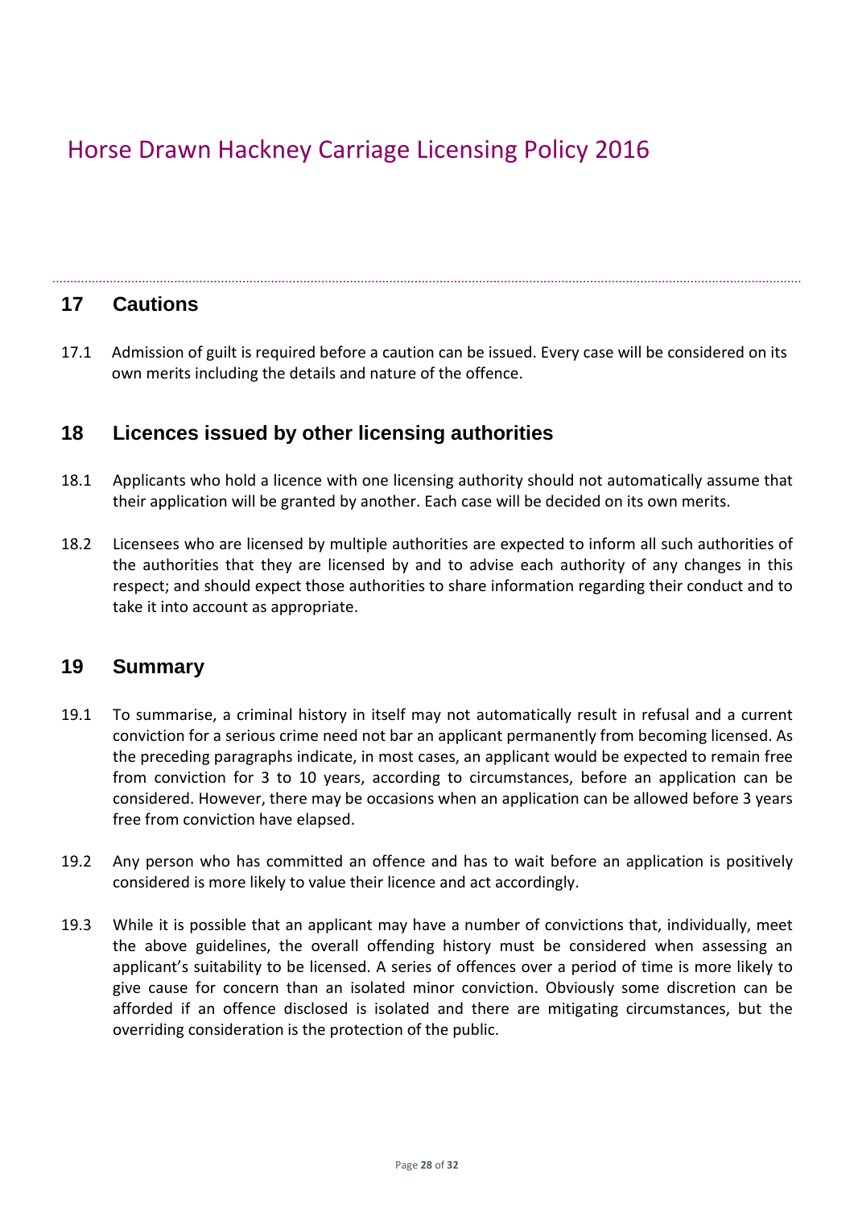## 17 Cautions

17.1 Admission of guilt is required before a caution can be issued. Every case will be considered on its own merits including the details and nature of the offence.

## 18 Licences issued by other licensing authorities

18.1 Applicants who hold a licence with one licensing authority should not automatically assume that their application will be granted by another. Each case will be decided on its own merits.

18.2 Licensees who are licensed by multiple authorities are expected to inform all such authorities of the authorities that they are licensed by and to advise each authority of any changes in this respect; and should expect those authorities to share information regarding their conduct and to take it into account as appropriate.

## 19 Summary

19.1 To summarise, a criminal history in itself may not automatically result in refusal and a current conviction for a serious crime need not bar an applicant permanently from becoming licensed. As the preceding paragraphs indicate, in most cases, an applicant would be expected to remain free from conviction for 3 to 10 years, according to circumstances, before an application can be considered. However, there may be occasions when an application can be allowed before 3 years free from conviction have elapsed.

19.2 Any person who has committed an offence and has to wait before an application is positively considered is more likely to value their licence and act accordingly.

19.3 While it is possible that an applicant may have a number of convictions that, individually, meet the above guidelines, the overall offending history must be considered when assessing an applicant's suitability to be licensed. A series of offences over a period of time is more likely to give cause for concern than an isolated minor conviction. Obviously some discretion can be afforded if an offence disclosed is isolated and there are mitigating circumstances, but the overriding consideration is the protection of the public.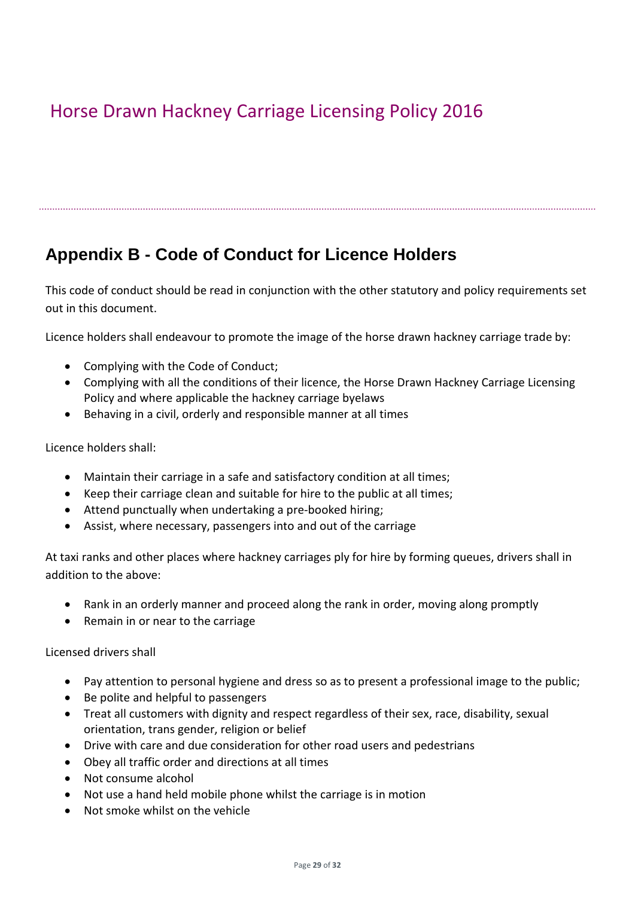# Appendix B - Code of Conduct for Licence Holders

This code of conduct should be read in conjunction with the other statutory and policy requirements set out in this document.

Licence holders shall endeavour to promote the image of the horse drawn hackney carriage trade by:

- Complying with the Code of Conduct;
- Complying with all the conditions of their licence, the Horse Drawn Hackney Carriage Licensing Policy and where applicable the hackney carriage byelaws
- Behaving in a civil, orderly and responsible manner at all times

Licence holders shall:

- Maintain their carriage in a safe and satisfactory condition at all times;
- Keep their carriage clean and suitable for hire to the public at all times;
- Attend punctually when undertaking a pre-booked hiring;
- Assist, where necessary, passengers into and out of the carriage

At taxi ranks and other places where hackney carriages ply for hire by forming queues, drivers shall in addition to the above:

- Rank in an orderly manner and proceed along the rank in order, moving along promptly
- Remain in or near to the carriage

Licensed drivers shall

- Pay attention to personal hygiene and dress so as to present a professional image to the public;
- Be polite and helpful to passengers
- Treat all customers with dignity and respect regardless of their sex, race, disability, sexual orientation, trans gender, religion or belief
- Drive with care and due consideration for other road users and pedestrians
- Obey all traffic order and directions at all times
- Not consume alcohol
- Not use a hand held mobile phone whilst the carriage is in motion
- Not smoke whilst on the vehicle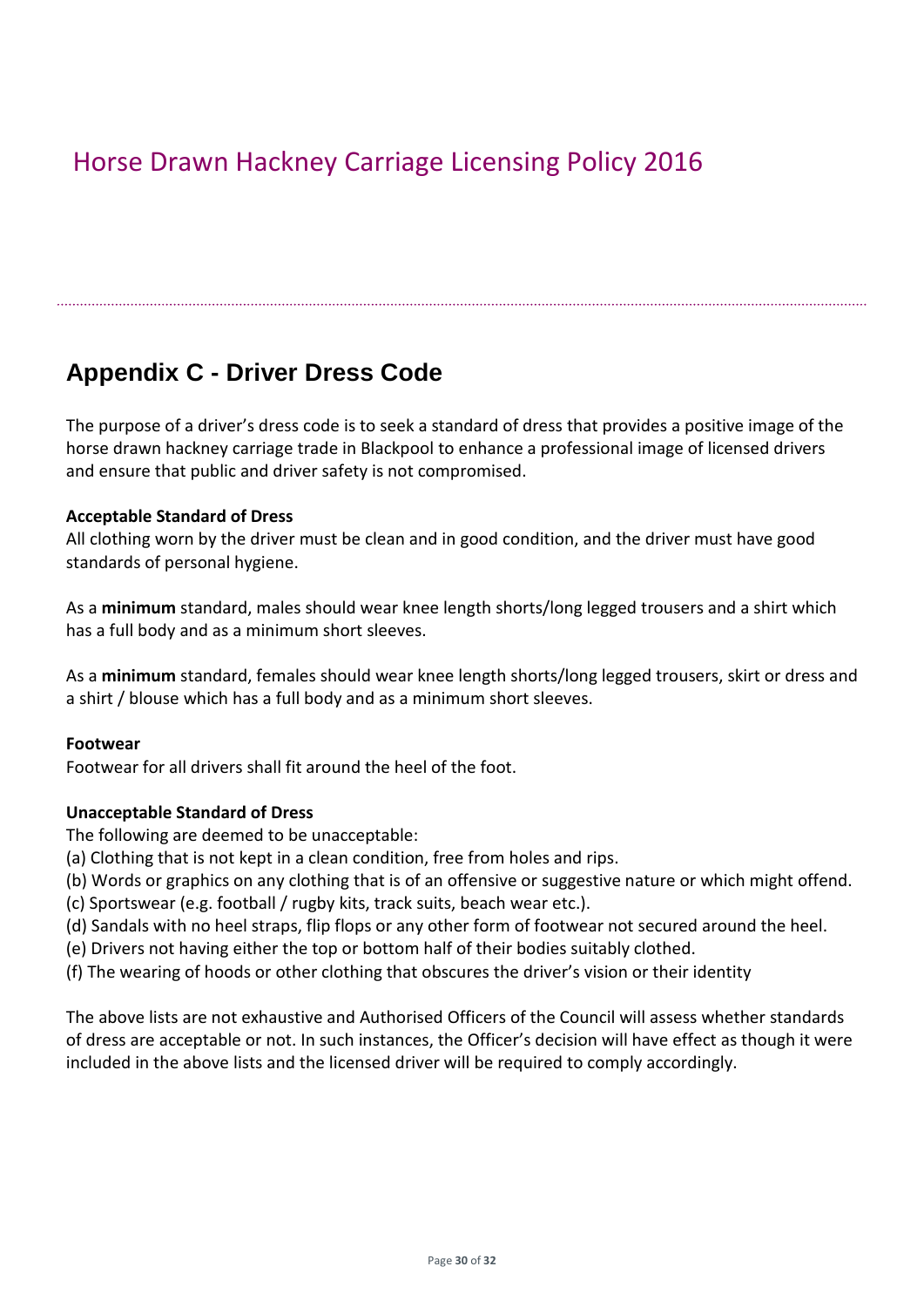## Appendix C - Driver Dress Code

The purpose of a driver's dress code is to seek a standard of dress that provides a positive image of the horse drawn hackney carriage trade in Blackpool to enhance a professional image of licensed drivers and ensure that public and driver safety is not compromised.

**Acceptable Standard of Dress**

All clothing worn by the driver must be clean and in good condition, and the driver must have good standards of personal hygiene.

As a **minimum** standard, males should wear knee length shorts/long legged trousers and a shirt which has a full body and as a minimum short sleeves.

As a **minimum** standard, females should wear knee length shorts/long legged trousers, skirt or dress and a shirt / blouse which has a full body and as a minimum short sleeves.

**Footwear**

Footwear for all drivers shall fit around the heel of the foot.

**Unacceptable Standard of Dress**

The following are deemed to be unacceptable:

(a) Clothing that is not kept in a clean condition, free from holes and rips.
(b) Words or graphics on any clothing that is of an offensive or suggestive nature or which might offend.
(c) Sportswear (e.g. football / rugby kits, track suits, beach wear etc.).
(d) Sandals with no heel straps, flip flops or any other form of footwear not secured around the heel.
(e) Drivers not having either the top or bottom half of their bodies suitably clothed.
(f) The wearing of hoods or other clothing that obscures the driver's vision or their identity

The above lists are not exhaustive and Authorised Officers of the Council will assess whether standards of dress are acceptable or not. In such instances, the Officer's decision will have effect as though it were included in the above lists and the licensed driver will be required to comply accordingly.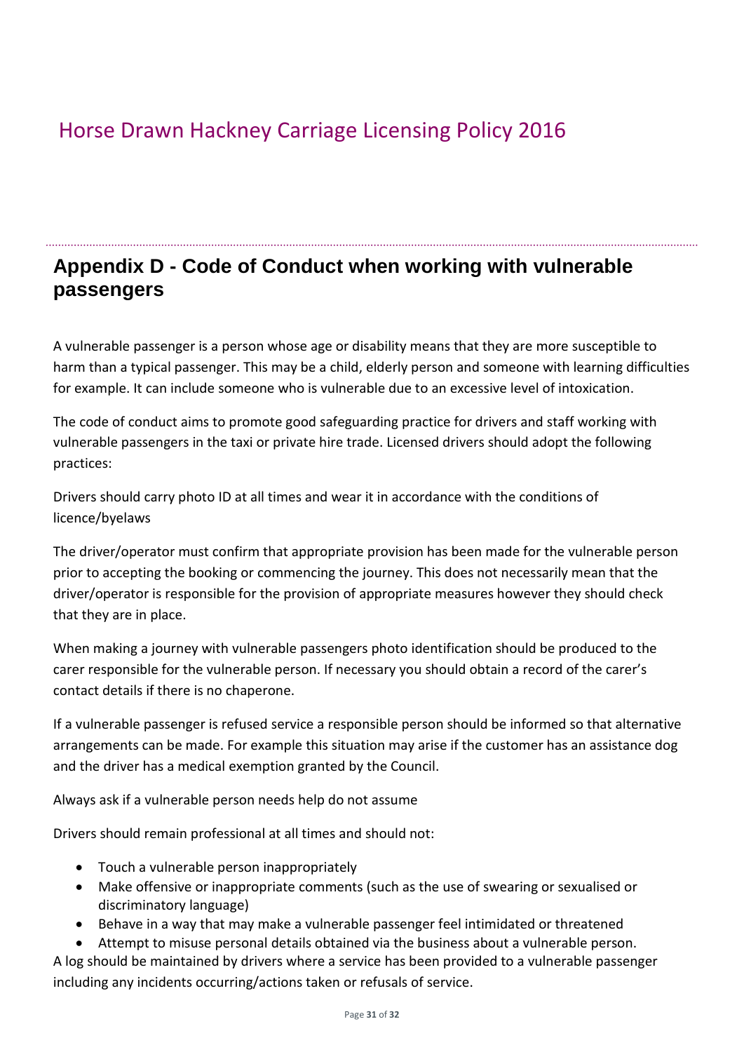# Horse Drawn Hackney Carriage Licensing Policy 2016

## Appendix D - Code of Conduct when working with vulnerable passengers

A vulnerable passenger is a person whose age or disability means that they are more susceptible to harm than a typical passenger. This may be a child, elderly person and someone with learning difficulties for example. It can include someone who is vulnerable due to an excessive level of intoxication.

The code of conduct aims to promote good safeguarding practice for drivers and staff working with vulnerable passengers in the taxi or private hire trade. Licensed drivers should adopt the following practices:

Drivers should carry photo ID at all times and wear it in accordance with the conditions of licence/byelaws

The driver/operator must confirm that appropriate provision has been made for the vulnerable person prior to accepting the booking or commencing the journey. This does not necessarily mean that the driver/operator is responsible for the provision of appropriate measures however they should check that they are in place.

When making a journey with vulnerable passengers photo identification should be produced to the carer responsible for the vulnerable person. If necessary you should obtain a record of the carer's contact details if there is no chaperone.

If a vulnerable passenger is refused service a responsible person should be informed so that alternative arrangements can be made. For example this situation may arise if the customer has an assistance dog and the driver has a medical exemption granted by the Council.

Always ask if a vulnerable person needs help do not assume

Drivers should remain professional at all times and should not:

- Touch a vulnerable person inappropriately
- Make offensive or inappropriate comments (such as the use of swearing or sexualised or discriminatory language)
- Behave in a way that may make a vulnerable passenger feel intimidated or threatened
- Attempt to misuse personal details obtained via the business about a vulnerable person.

A log should be maintained by drivers where a service has been provided to a vulnerable passenger including any incidents occurring/actions taken or refusals of service.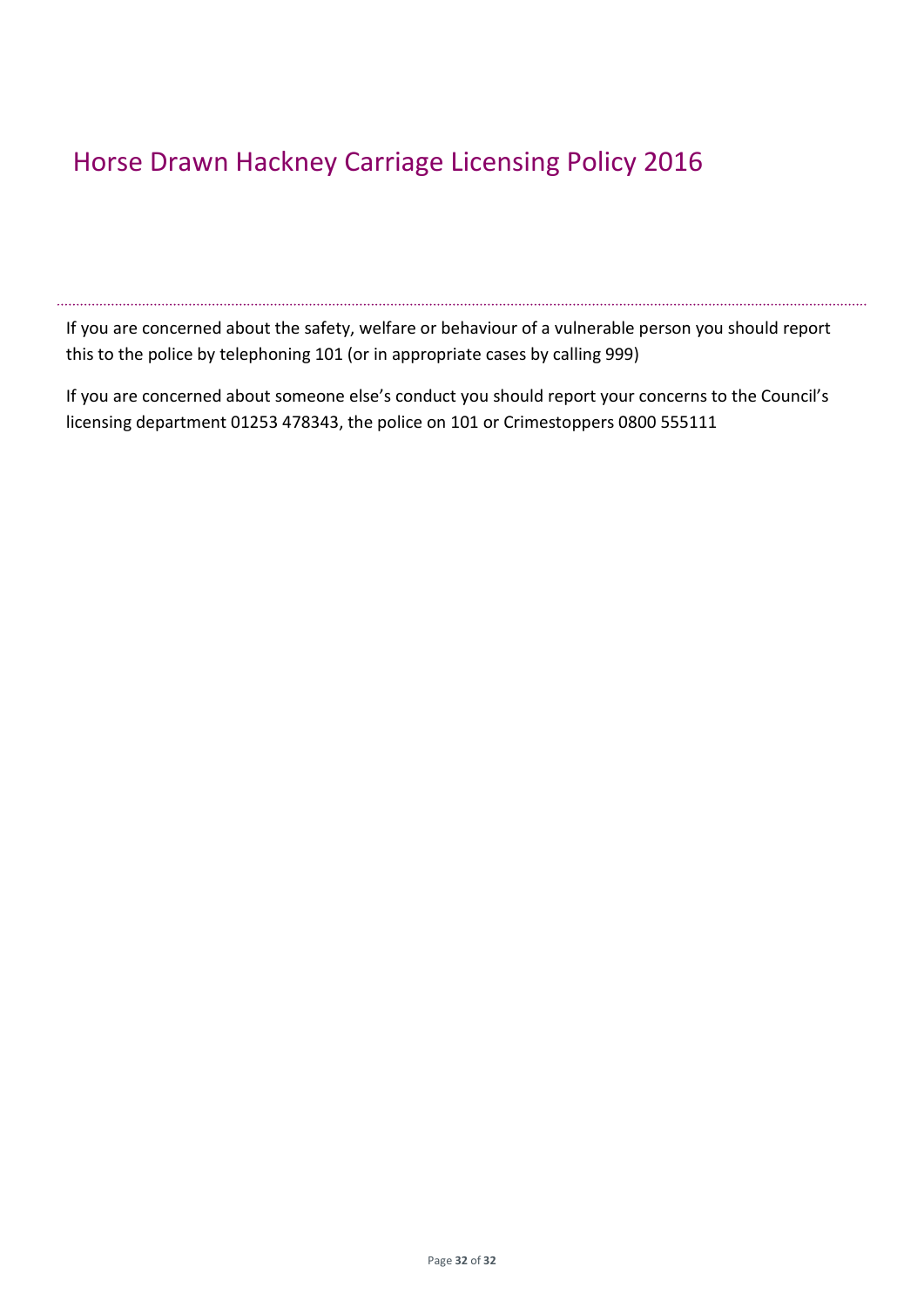# Horse Drawn Hackney Carriage Licensing Policy 2016

If you are concerned about the safety, welfare or behaviour of a vulnerable person you should report this to the police by telephoning 101 (or in appropriate cases by calling 999)

If you are concerned about someone else's conduct you should report your concerns to the Council's licensing department 01253 478343, the police on 101 or Crimestoppers 0800 555111